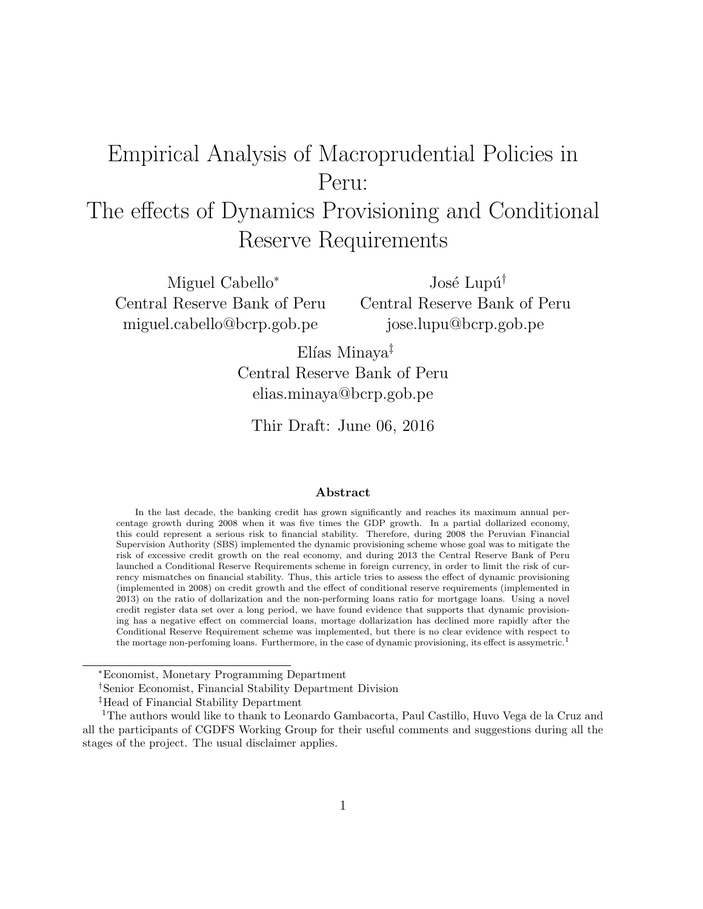# Empirical Analysis of Macroprudential Policies in Peru: The effects of Dynamics Provisioning and Conditional Reserve Requirements

Miguel Cabello[*]
Central Reserve Bank of Peru
miguel.cabello@bcrp.gob.pe

José Lupú[†]
Central Reserve Bank of Peru
jose.lupu@bcrp.gob.pe

Elías Minaya[‡]
Central Reserve Bank of Peru
elias.minaya@bcrp.gob.pe

Thir Draft: June 06, 2016

### Abstract

In the last decade, the banking credit has grown significantly and reaches its maximum annual percentage growth during 2008 when it was five times the GDP growth. In a partial dollarized economy, this could represent a serious risk to financial stability. Therefore, during 2008 the Peruvian Financial Supervision Authority (SBS) implemented the dynamic provisioning scheme whose goal was to mitigate the risk of excessive credit growth on the real economy, and during 2013 the Central Reserve Bank of Peru launched a Conditional Reserve Requirements scheme in foreign currency, in order to limit the risk of currency mismatches on financial stability. Thus, this article tries to assess the effect of dynamic provisioning (implemented in 2008) on credit growth and the effect of conditional reserve requirements (implemented in 2013) on the ratio of dollarization and the non-performing loans ratio for mortgage loans. Using a novel credit register data set over a long period, we have found evidence that supports that dynamic provisioning has a negative effect on commercial loans, mortage dollarization has declined more rapidly after the Conditional Reserve Requirement scheme was implemented, but there is no clear evidence with respect to the mortage non-perfoming loans. Furthermore, in the case of dynamic provisioning, its effect is assymetric.[1]

---

[*] Economist, Monetary Programming Department

[†] Senior Economist, Financial Stability Department Division

[‡] Head of Financial Stability Department

[1] The authors would like to thank to Leonardo Gambacorta, Paul Castillo, Huvo Vega de la Cruz and all the participants of CGDFS Working Group for their useful comments and suggestions during all the stages of the project. The usual disclaimer applies.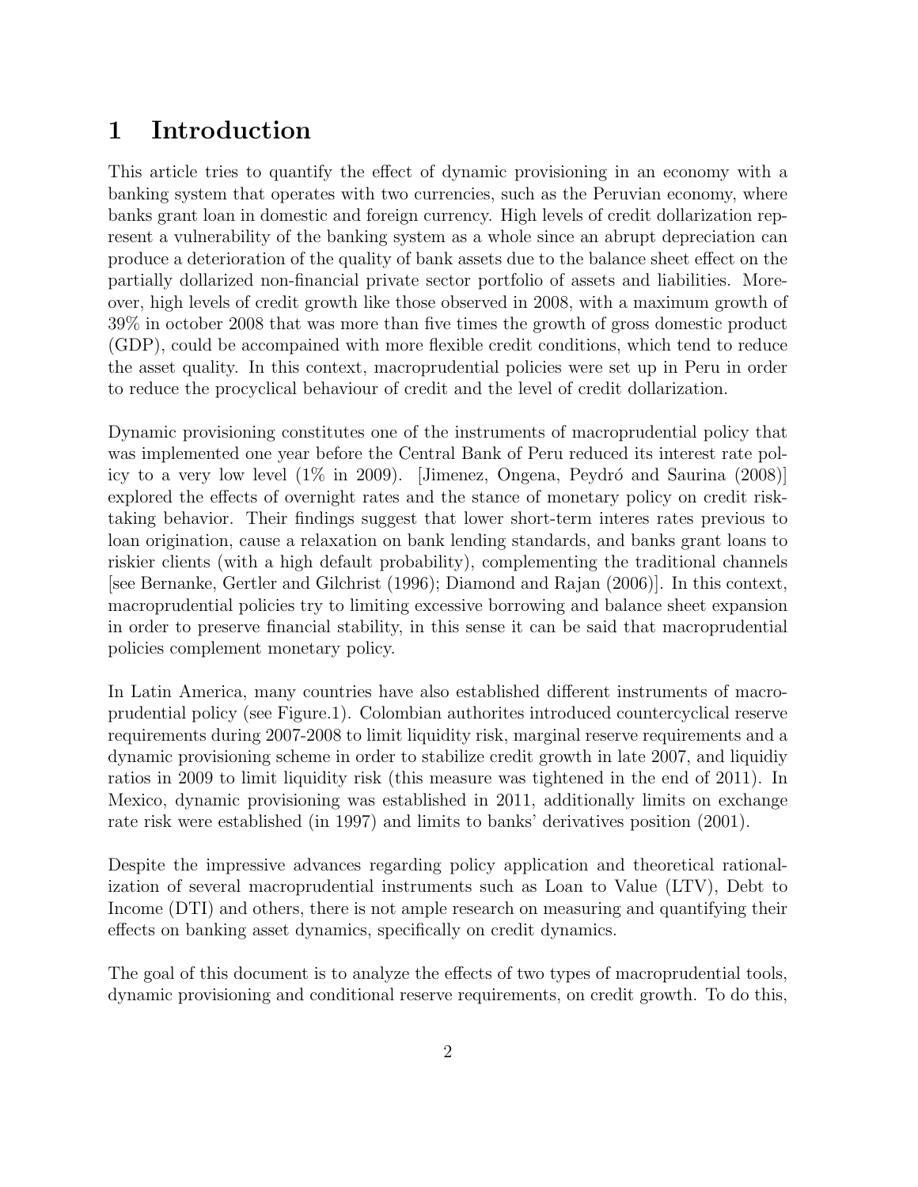# 1 Introduction

This article tries to quantify the effect of dynamic provisioning in an economy with a banking system that operates with two currencies, such as the Peruvian economy, where banks grant loan in domestic and foreign currency. High levels of credit dollarization represent a vulnerability of the banking system as a whole since an abrupt depreciation can produce a deterioration of the quality of bank assets due to the balance sheet effect on the partially dollarized non-financial private sector portfolio of assets and liabilities. Moreover, high levels of credit growth like those observed in 2008, with a maximum growth of 39% in october 2008 that was more than five times the growth of gross domestic product (GDP), could be accompained with more flexible credit conditions, which tend to reduce the asset quality. In this context, macroprudential policies were set up in Peru in order to reduce the procyclical behaviour of credit and the level of credit dollarization.

Dynamic provisioning constitutes one of the instruments of macroprudential policy that was implemented one year before the Central Bank of Peru reduced its interest rate policy to a very low level (1% in 2009). [Jimenez, Ongena, Peydró and Saurina (2008)] explored the effects of overnight rates and the stance of monetary policy on credit risk-taking behavior. Their findings suggest that lower short-term interes rates previous to loan origination, cause a relaxation on bank lending standards, and banks grant loans to riskier clients (with a high default probability), complementing the traditional channels [see Bernanke, Gertler and Gilchrist (1996); Diamond and Rajan (2006)]. In this context, macroprudential policies try to limiting excessive borrowing and balance sheet expansion in order to preserve financial stability, in this sense it can be said that macroprudential policies complement monetary policy.

In Latin America, many countries have also established different instruments of macroprudential policy (see Figure.1). Colombian authorites introduced countercyclical reserve requirements during 2007-2008 to limit liquidity risk, marginal reserve requirements and a dynamic provisioning scheme in order to stabilize credit growth in late 2007, and liquidiy ratios in 2009 to limit liquidity risk (this measure was tightened in the end of 2011). In Mexico, dynamic provisioning was established in 2011, additionally limits on exchange rate risk were established (in 1997) and limits to banks' derivatives position (2001).

Despite the impressive advances regarding policy application and theoretical rationalization of several macroprudential instruments such as Loan to Value (LTV), Debt to Income (DTI) and others, there is not ample research on measuring and quantifying their effects on banking asset dynamics, specifically on credit dynamics.

The goal of this document is to analyze the effects of two types of macroprudential tools, dynamic provisioning and conditional reserve requirements, on credit growth. To do this,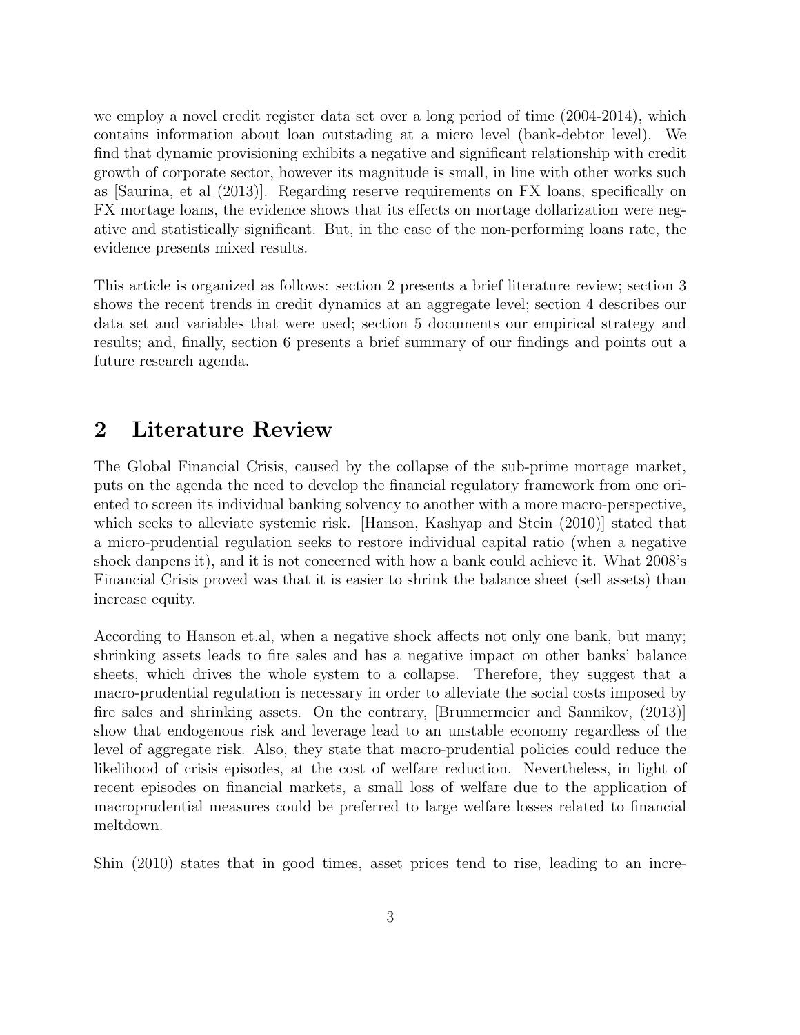we employ a novel credit register data set over a long period of time (2004-2014), which contains information about loan outstading at a micro level (bank-debtor level). We find that dynamic provisioning exhibits a negative and significant relationship with credit growth of corporate sector, however its magnitude is small, in line with other works such as [Saurina, et al (2013)]. Regarding reserve requirements on FX loans, specifically on FX mortage loans, the evidence shows that its effects on mortage dollarization were negative and statistically significant. But, in the case of the non-performing loans rate, the evidence presents mixed results.

This article is organized as follows: section 2 presents a brief literature review; section 3 shows the recent trends in credit dynamics at an aggregate level; section 4 describes our data set and variables that were used; section 5 documents our empirical strategy and results; and, finally, section 6 presents a brief summary of our findings and points out a future research agenda.

## 2 Literature Review

The Global Financial Crisis, caused by the collapse of the sub-prime mortage market, puts on the agenda the need to develop the financial regulatory framework from one oriented to screen its individual banking solvency to another with a more macro-perspective, which seeks to alleviate systemic risk. [Hanson, Kashyap and Stein (2010)] stated that a micro-prudential regulation seeks to restore individual capital ratio (when a negative shock danpens it), and it is not concerned with how a bank could achieve it. What 2008's Financial Crisis proved was that it is easier to shrink the balance sheet (sell assets) than increase equity.

According to Hanson et.al, when a negative shock affects not only one bank, but many; shrinking assets leads to fire sales and has a negative impact on other banks' balance sheets, which drives the whole system to a collapse. Therefore, they suggest that a macro-prudential regulation is necessary in order to alleviate the social costs imposed by fire sales and shrinking assets. On the contrary, [Brunnermeier and Sannikov, (2013)] show that endogenous risk and leverage lead to an unstable economy regardless of the level of aggregate risk. Also, they state that macro-prudential policies could reduce the likelihood of crisis episodes, at the cost of welfare reduction. Nevertheless, in light of recent episodes on financial markets, a small loss of welfare due to the application of macroprudential measures could be preferred to large welfare losses related to financial meltdown.

Shin (2010) states that in good times, asset prices tend to rise, leading to an incre-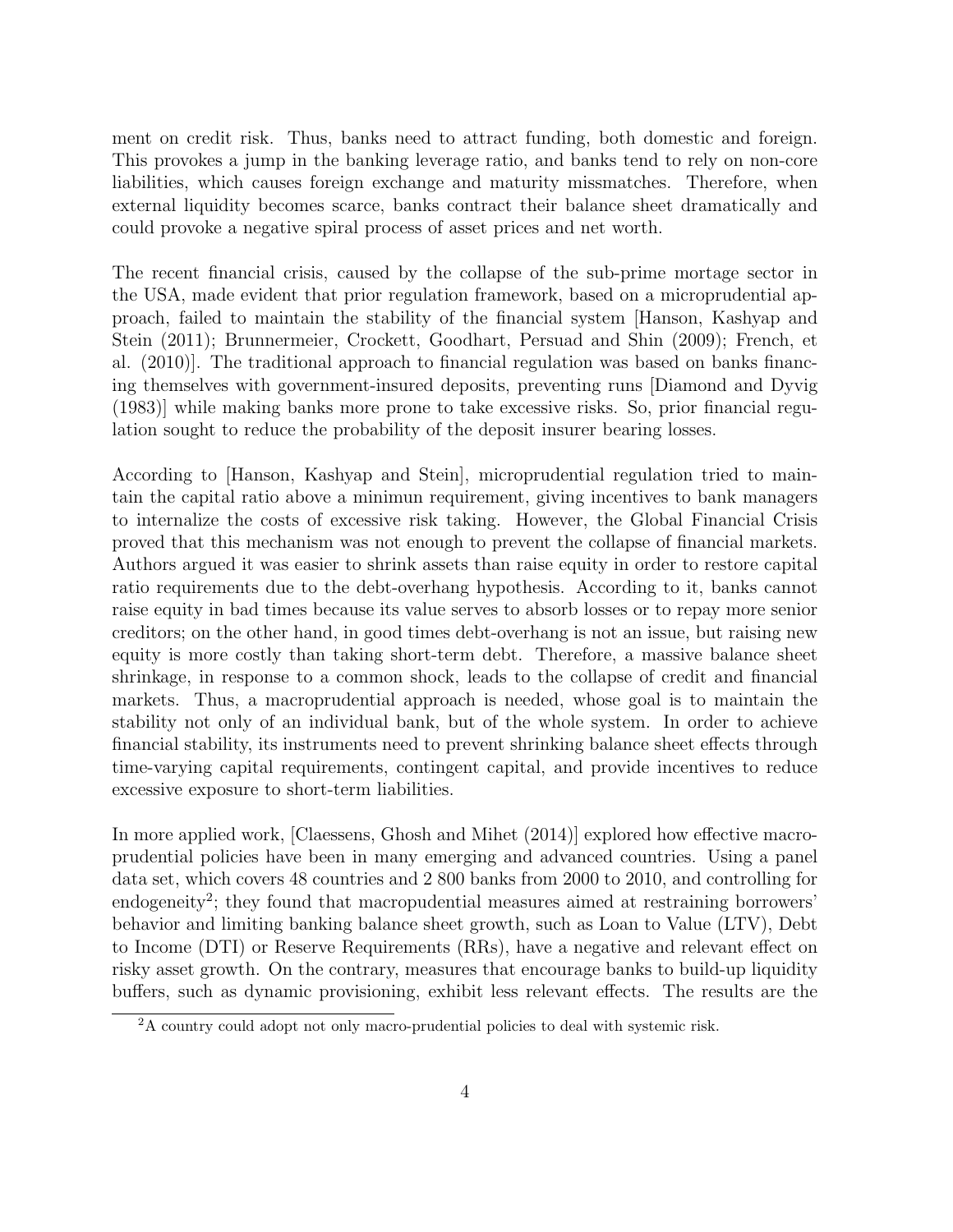ment on credit risk. Thus, banks need to attract funding, both domestic and foreign. This provokes a jump in the banking leverage ratio, and banks tend to rely on non-core liabilities, which causes foreign exchange and maturity missmatches. Therefore, when external liquidity becomes scarce, banks contract their balance sheet dramatically and could provoke a negative spiral process of asset prices and net worth.

The recent financial crisis, caused by the collapse of the sub-prime mortage sector in the USA, made evident that prior regulation framework, based on a microprudential approach, failed to maintain the stability of the financial system [Hanson, Kashyap and Stein (2011); Brunnermeier, Crockett, Goodhart, Persuad and Shin (2009); French, et al. (2010)]. The traditional approach to financial regulation was based on banks financing themselves with government-insured deposits, preventing runs [Diamond and Dyvig (1983)] while making banks more prone to take excessive risks. So, prior financial regulation sought to reduce the probability of the deposit insurer bearing losses.

According to [Hanson, Kashyap and Stein], microprudential regulation tried to maintain the capital ratio above a minimun requirement, giving incentives to bank managers to internalize the costs of excessive risk taking. However, the Global Financial Crisis proved that this mechanism was not enough to prevent the collapse of financial markets. Authors argued it was easier to shrink assets than raise equity in order to restore capital ratio requirements due to the debt-overhang hypothesis. According to it, banks cannot raise equity in bad times because its value serves to absorb losses or to repay more senior creditors; on the other hand, in good times debt-overhang is not an issue, but raising new equity is more costly than taking short-term debt. Therefore, a massive balance sheet shrinkage, in response to a common shock, leads to the collapse of credit and financial markets. Thus, a macroprudential approach is needed, whose goal is to maintain the stability not only of an individual bank, but of the whole system. In order to achieve financial stability, its instruments need to prevent shrinking balance sheet effects through time-varying capital requirements, contingent capital, and provide incentives to reduce excessive exposure to short-term liabilities.

In more applied work, [Claessens, Ghosh and Mihet (2014)] explored how effective macroprudential policies have been in many emerging and advanced countries. Using a panel data set, which covers 48 countries and 2 800 banks from 2000 to 2010, and controlling for endogeneity[2]; they found that macropudential measures aimed at restraining borrowers' behavior and limiting banking balance sheet growth, such as Loan to Value (LTV), Debt to Income (DTI) or Reserve Requirements (RRs), have a negative and relevant effect on risky asset growth. On the contrary, measures that encourage banks to build-up liquidity buffers, such as dynamic provisioning, exhibit less relevant effects. The results are the

[2] A country could adopt not only macro-prudential policies to deal with systemic risk.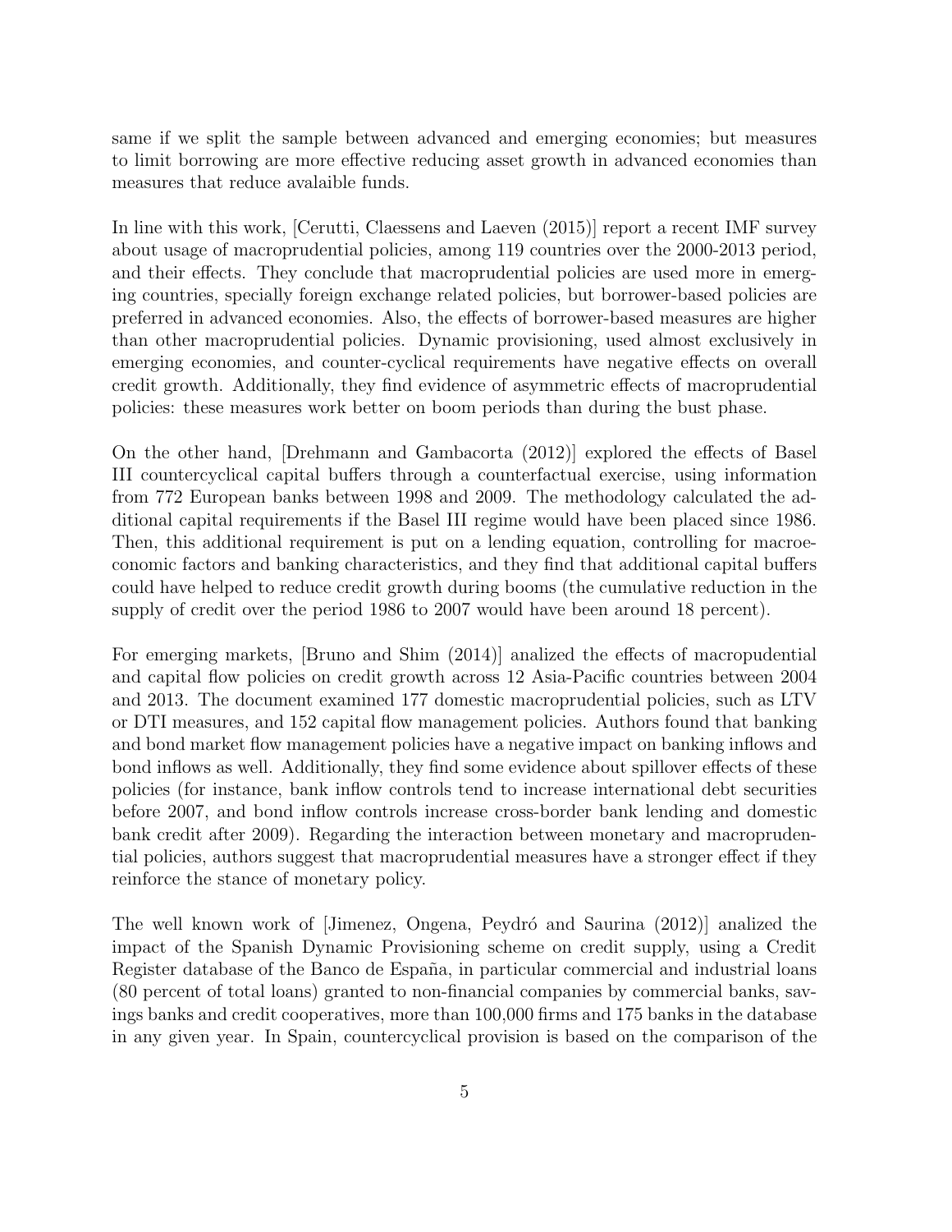same if we split the sample between advanced and emerging economies; but measures to limit borrowing are more effective reducing asset growth in advanced economies than measures that reduce avalaible funds.

In line with this work, [Cerutti, Claessens and Laeven (2015)] report a recent IMF survey about usage of macroprudential policies, among 119 countries over the 2000-2013 period, and their effects. They conclude that macroprudential policies are used more in emerging countries, specially foreign exchange related policies, but borrower-based policies are preferred in advanced economies. Also, the effects of borrower-based measures are higher than other macroprudential policies. Dynamic provisioning, used almost exclusively in emerging economies, and counter-cyclical requirements have negative effects on overall credit growth. Additionally, they find evidence of asymmetric effects of macroprudential policies: these measures work better on boom periods than during the bust phase.

On the other hand, [Drehmann and Gambacorta (2012)] explored the effects of Basel III countercyclical capital buffers through a counterfactual exercise, using information from 772 European banks between 1998 and 2009. The methodology calculated the additional capital requirements if the Basel III regime would have been placed since 1986. Then, this additional requirement is put on a lending equation, controlling for macroeconomic factors and banking characteristics, and they find that additional capital buffers could have helped to reduce credit growth during booms (the cumulative reduction in the supply of credit over the period 1986 to 2007 would have been around 18 percent).

For emerging markets, [Bruno and Shim (2014)] analized the effects of macropudential and capital flow policies on credit growth across 12 Asia-Pacific countries between 2004 and 2013. The document examined 177 domestic macroprudential policies, such as LTV or DTI measures, and 152 capital flow management policies. Authors found that banking and bond market flow management policies have a negative impact on banking inflows and bond inflows as well. Additionally, they find some evidence about spillover effects of these policies (for instance, bank inflow controls tend to increase international debt securities before 2007, and bond inflow controls increase cross-border bank lending and domestic bank credit after 2009). Regarding the interaction between monetary and macroprudential policies, authors suggest that macroprudential measures have a stronger effect if they reinforce the stance of monetary policy.

The well known work of [Jimenez, Ongena, Peydró and Saurina (2012)] analized the impact of the Spanish Dynamic Provisioning scheme on credit supply, using a Credit Register database of the Banco de España, in particular commercial and industrial loans (80 percent of total loans) granted to non-financial companies by commercial banks, savings banks and credit cooperatives, more than 100,000 firms and 175 banks in the database in any given year. In Spain, countercyclical provision is based on the comparison of the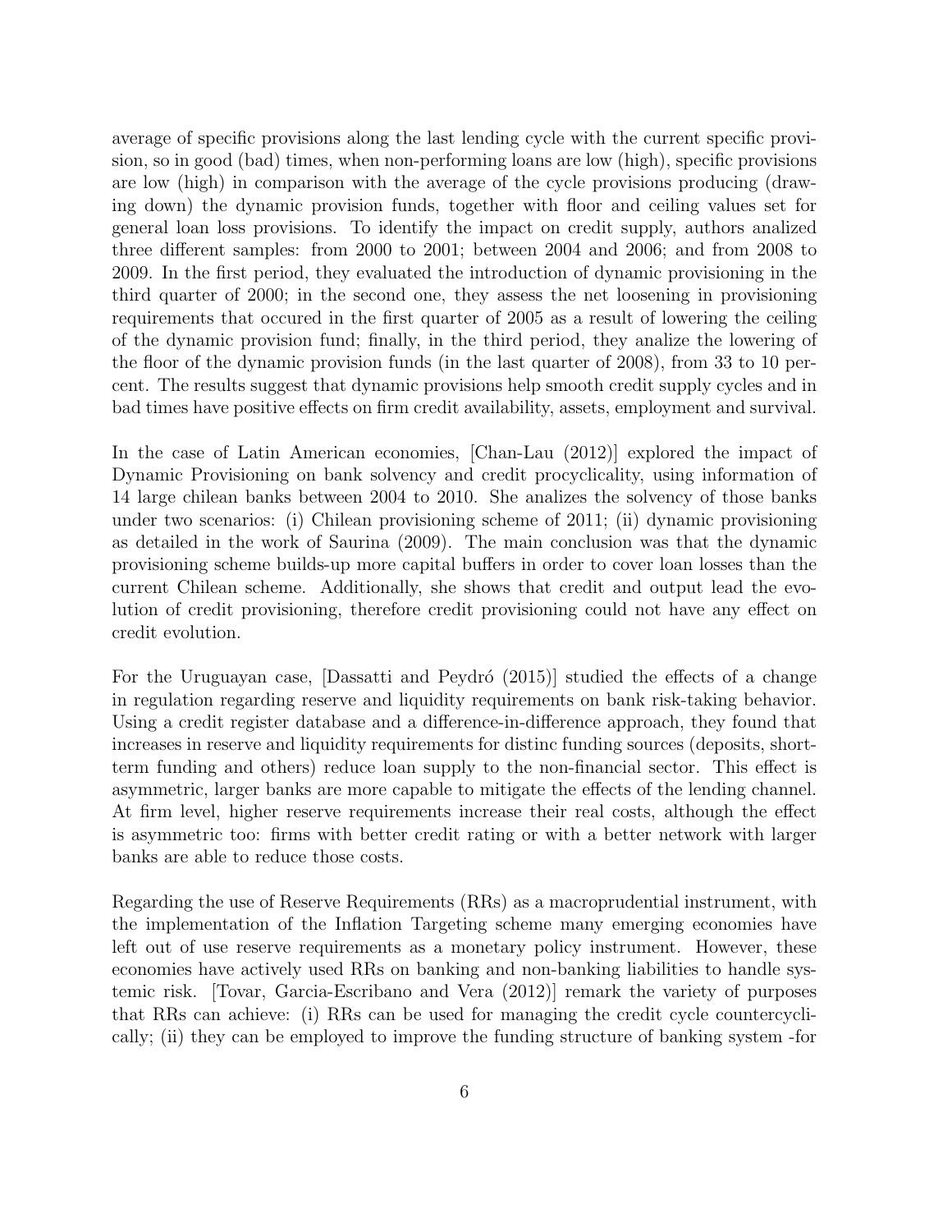average of specific provisions along the last lending cycle with the current specific provision, so in good (bad) times, when non-performing loans are low (high), specific provisions are low (high) in comparison with the average of the cycle provisions producing (drawing down) the dynamic provision funds, together with floor and ceiling values set for general loan loss provisions. To identify the impact on credit supply, authors analized three different samples: from 2000 to 2001; between 2004 and 2006; and from 2008 to 2009. In the first period, they evaluated the introduction of dynamic provisioning in the third quarter of 2000; in the second one, they assess the net loosening in provisioning requirements that occured in the first quarter of 2005 as a result of lowering the ceiling of the dynamic provision fund; finally, in the third period, they analize the lowering of the floor of the dynamic provision funds (in the last quarter of 2008), from 33 to 10 percent. The results suggest that dynamic provisions help smooth credit supply cycles and in bad times have positive effects on firm credit availability, assets, employment and survival.

In the case of Latin American economies, [Chan-Lau (2012)] explored the impact of Dynamic Provisioning on bank solvency and credit procyclicality, using information of 14 large chilean banks between 2004 to 2010. She analizes the solvency of those banks under two scenarios: (i) Chilean provisioning scheme of 2011; (ii) dynamic provisioning as detailed in the work of Saurina (2009). The main conclusion was that the dynamic provisioning scheme builds-up more capital buffers in order to cover loan losses than the current Chilean scheme. Additionally, she shows that credit and output lead the evolution of credit provisioning, therefore credit provisioning could not have any effect on credit evolution.

For the Uruguayan case, [Dassatti and Peydró (2015)] studied the effects of a change in regulation regarding reserve and liquidity requirements on bank risk-taking behavior. Using a credit register database and a difference-in-difference approach, they found that increases in reserve and liquidity requirements for distinc funding sources (deposits, short-term funding and others) reduce loan supply to the non-financial sector. This effect is asymmetric, larger banks are more capable to mitigate the effects of the lending channel. At firm level, higher reserve requirements increase their real costs, although the effect is asymmetric too: firms with better credit rating or with a better network with larger banks are able to reduce those costs.

Regarding the use of Reserve Requirements (RRs) as a macroprudential instrument, with the implementation of the Inflation Targeting scheme many emerging economies have left out of use reserve requirements as a monetary policy instrument. However, these economies have actively used RRs on banking and non-banking liabilities to handle systemic risk. [Tovar, Garcia-Escribano and Vera (2012)] remark the variety of purposes that RRs can achieve: (i) RRs can be used for managing the credit cycle countercyclically; (ii) they can be employed to improve the funding structure of banking system -for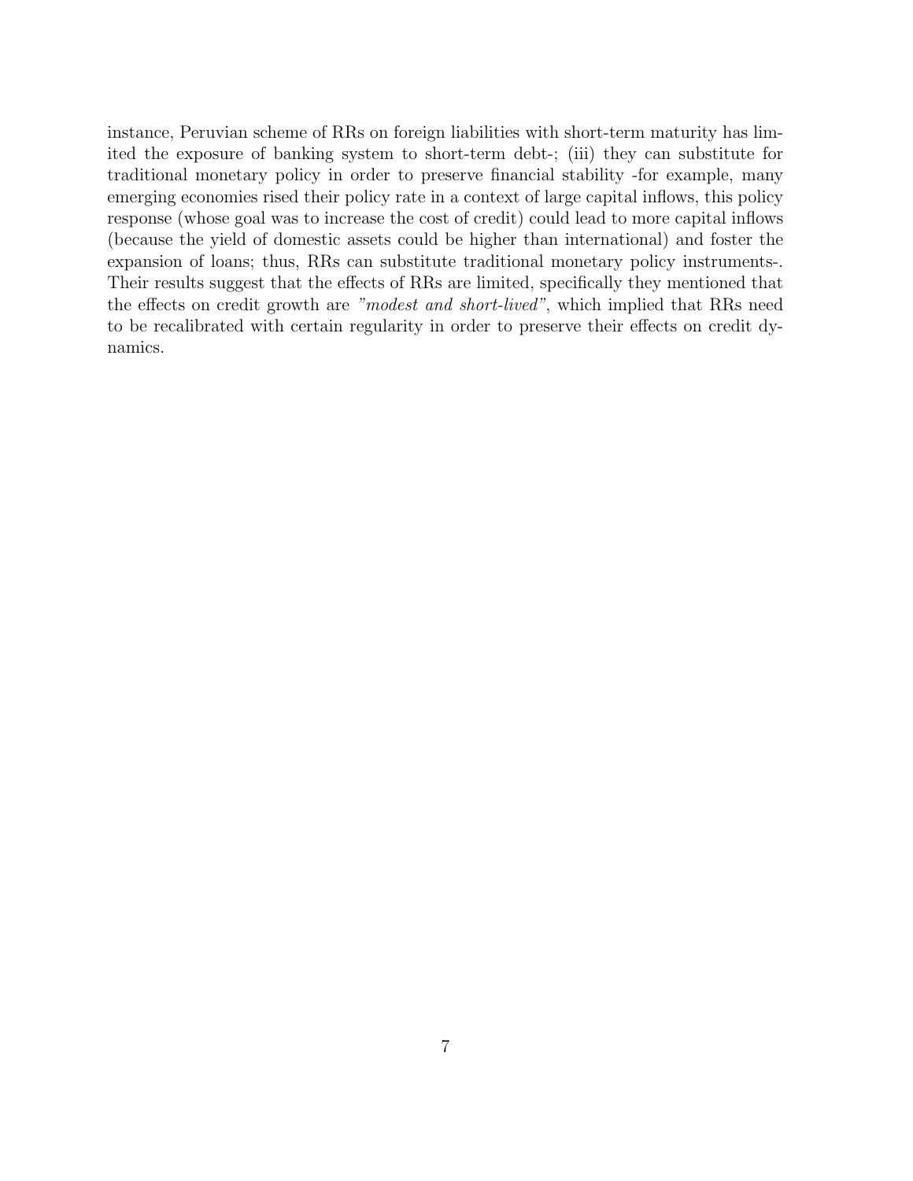instance, Peruvian scheme of RRs on foreign liabilities with short-term maturity has limited the exposure of banking system to short-term debt-; (iii) they can substitute for traditional monetary policy in order to preserve financial stability -for example, many emerging economies rised their policy rate in a context of large capital inflows, this policy response (whose goal was to increase the cost of credit) could lead to more capital inflows (because the yield of domestic assets could be higher than international) and foster the expansion of loans; thus, RRs can substitute traditional monetary policy instruments-. Their results suggest that the effects of RRs are limited, specifically they mentioned that the effects on credit growth are *"modest and short-lived"*, which implied that RRs need to be recalibrated with certain regularity in order to preserve their effects on credit dynamics.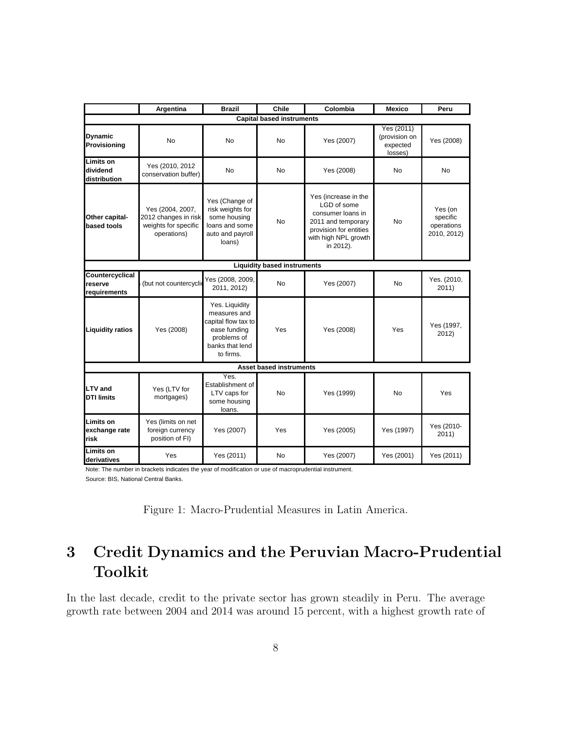| | Argentina | Brazil | Chile | Colombia | Mexico | Peru |
|---|---|---|---|---|---|---|
| **Capital based instruments** | | | | | | |
| **Dynamic Provisioning** | No | No | No | Yes (2007) | Yes (2011) (provision on expected losses) | Yes (2008) |
| **Limits on dividend distribution** | Yes (2010, 2012 conservation buffer) | No | No | Yes (2008) | No | No |
| **Other capital-based tools** | Yes (2004, 2007, 2012 changes in risk weights for specific operations) | Yes (Change of risk weights for some housing loans and some auto and payroll loans) | No | Yes (increase in the LGD of some consumer loans in 2011 and temporary provision for entities with high NPL growth in 2012). | No | Yes (on specific operations 2010, 2012) |
| **Liquidity based instruments** | | | | | | |
| **Countercyclical reserve requirements** | (but not countercyclic | Yes (2008, 2009, 2011, 2012) | No | Yes (2007) | No | Yes. (2010, 2011) |
| **Liquidity ratios** | Yes (2008) | Yes. Liquidity measures and capital flow tax to ease funding problems of banks that lend to firms. | Yes | Yes (2008) | Yes | Yes (1997, 2012) |
| **Asset based instruments** | | | | | | |
| **LTV and DTI limits** | Yes (LTV for mortgages) | Yes. Establishment of LTV caps for some housing loans. | No | Yes (1999) | No | Yes |
| **Limits on exchange rate risk** | Yes (limits on net foreign currency position of FI) | Yes (2007) | Yes | Yes (2005) | Yes (1997) | Yes (2010-2011) |
| **Limits on derivatives** | Yes | Yes (2011) | No | Yes (2007) | Yes (2001) | Yes (2011) |

Note: The number in brackets indicates the year of modification or use of macroprudential instrument.

Source: BIS, National Central Banks.

Figure 1: Macro-Prudential Measures in Latin America.

# 3 Credit Dynamics and the Peruvian Macro-Prudential Toolkit

In the last decade, credit to the private sector has grown steadily in Peru. The average growth rate between 2004 and 2014 was around 15 percent, with a highest growth rate of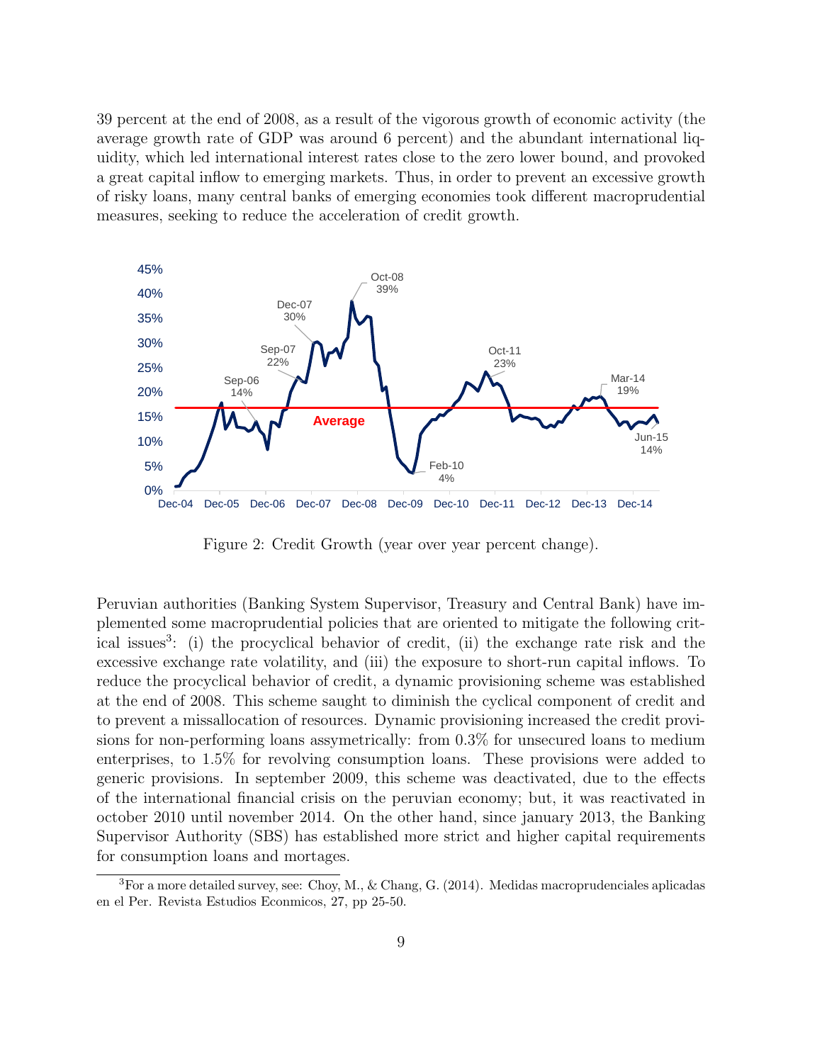39 percent at the end of 2008, as a result of the vigorous growth of economic activity (the average growth rate of GDP was around 6 percent) and the abundant international liquidity, which led international interest rates close to the zero lower bound, and provoked a great capital inflow to emerging markets. Thus, in order to prevent an excessive growth of risky loans, many central banks of emerging economies took different macroprudential measures, seeking to reduce the acceleration of credit growth.

Figure 2: Credit Growth (year over year percent change).

Peruvian authorities (Banking System Supervisor, Treasury and Central Bank) have implemented some macroprudential policies that are oriented to mitigate the following critical issues[3]: (i) the procyclical behavior of credit, (ii) the exchange rate risk and the excessive exchange rate volatility, and (iii) the exposure to short-run capital inflows. To reduce the procyclical behavior of credit, a dynamic provisioning scheme was established at the end of 2008. This scheme saught to diminish the cyclical component of credit and to prevent a missallocation of resources. Dynamic provisioning increased the credit provisions for non-performing loans assymetrically: from 0.3% for unsecured loans to medium enterprises, to 1.5% for revolving consumption loans. These provisions were added to generic provisions. In september 2009, this scheme was deactivated, due to the effects of the international financial crisis on the peruvian economy; but, it was reactivated in october 2010 until november 2014. On the other hand, since january 2013, the Banking Supervisor Authority (SBS) has established more strict and higher capital requirements for consumption loans and mortages.

[3]For a more detailed survey, see: Choy, M., & Chang, G. (2014). Medidas macroprudenciales aplicadas en el Per. Revista Estudios Econmicos, 27, pp 25-50.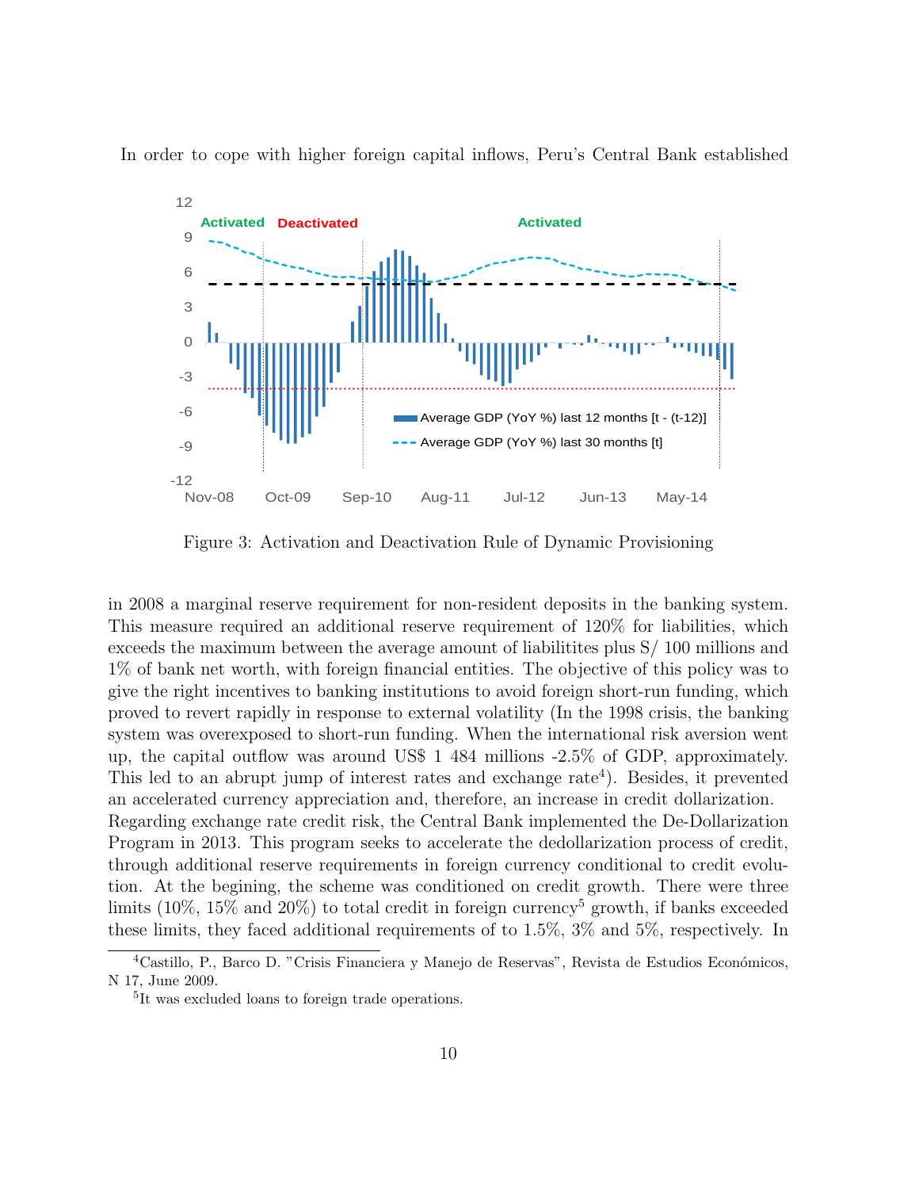In order to cope with higher foreign capital inflows, Peru's Central Bank established

Figure 3: Activation and Deactivation Rule of Dynamic Provisioning

in 2008 a marginal reserve requirement for non-resident deposits in the banking system. This measure required an additional reserve requirement of 120% for liabilities, which exceeds the maximum between the average amount of liabilitites plus S/ 100 millions and 1% of bank net worth, with foreign financial entities. The objective of this policy was to give the right incentives to banking institutions to avoid foreign short-run funding, which proved to revert rapidly in response to external volatility (In the 1998 crisis, the banking system was overexposed to short-run funding. When the international risk aversion went up, the capital outflow was around US$ 1 484 millions -2.5% of GDP, approximately. This led to an abrupt jump of interest rates and exchange rate[4]). Besides, it prevented an accelerated currency appreciation and, therefore, an increase in credit dollarization.

Regarding exchange rate credit risk, the Central Bank implemented the De-Dollarization Program in 2013. This program seeks to accelerate the dedollarization process of credit, through additional reserve requirements in foreign currency conditional to credit evolution. At the begining, the scheme was conditioned on credit growth. There were three limits (10%, 15% and 20%) to total credit in foreign currency[5] growth, if banks exceeded these limits, they faced additional requirements of to 1.5%, 3% and 5%, respectively. In

[4]Castillo, P., Barco D. "Crisis Financiera y Manejo de Reservas", Revista de Estudios Económicos, N 17, June 2009.

[5]It was excluded loans to foreign trade operations.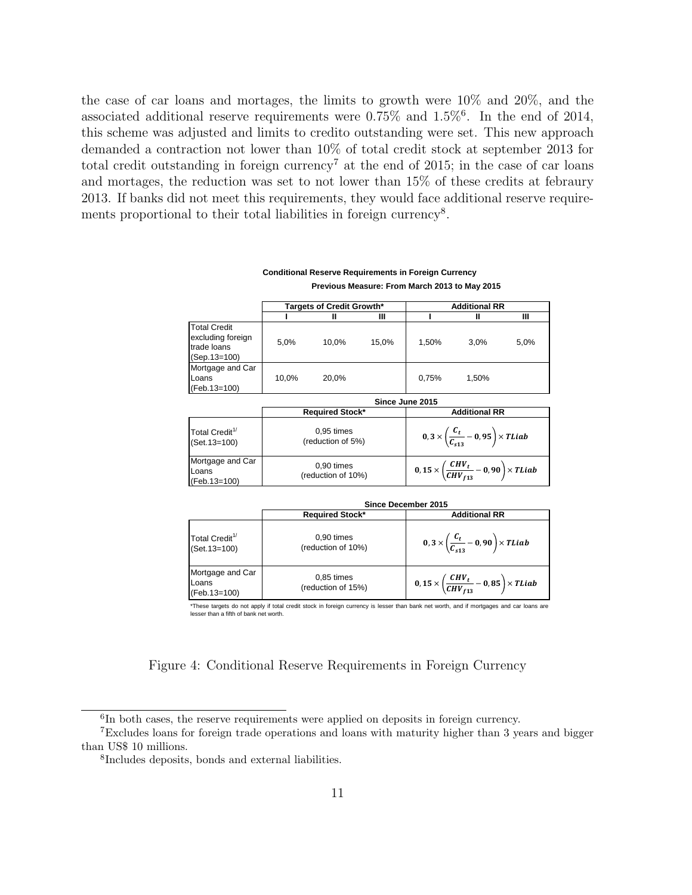the case of car loans and mortages, the limits to growth were 10% and 20%, and the associated additional reserve requirements were 0.75% and 1.5%[6]. In the end of 2014, this scheme was adjusted and limits to credito outstanding were set. This new approach demanded a contraction not lower than 10% of total credit stock at september 2013 for total credit outstanding in foreign currency[7] at the end of 2015; in the case of car loans and mortages, the reduction was set to not lower than 15% of these credits at febraury 2013. If banks did not meet this requirements, they would face additional reserve requirements proportional to their total liabilities in foreign currency[8].

**Conditional Reserve Requirements in Foreign Currency**

**Previous Measure: From March 2013 to May 2015**

| | Targets of Credit Growth* | | | Additional RR | | |
|---|---|---|---|---|---|---|
| | I | II | III | I | II | III |
| Total Credit excluding foreign trade loans (Sep.13=100) | 5,0% | 10,0% | 15,0% | 1,50% | 3,0% | 5,0% |
| Mortgage and Car Loans (Feb.13=100) | 10,0% | 20,0% | | 0,75% | 1,50% | |

**Since June 2015**

| | Required Stock* | Additional RR |
|---|---|---|
| Total Credit[1/] (Set.13=100) | 0,95 times (reduction of 5%) | $0,3 \times \left(\frac{C_t}{C_{s13}} - 0,95\right) \times TLiab$ |
| Mortgage and Car Loans (Feb.13=100) | 0,90 times (reduction of 10%) | $0,15 \times \left(\frac{CHV_t}{CHV_{f13}} - 0,90\right) \times TLiab$ |

**Since December 2015**

| | Required Stock* | Additional RR |
|---|---|---|
| Total Credit[1/] (Set.13=100) | 0,90 times (reduction of 10%) | $0,3 \times \left(\frac{C_t}{C_{s13}} - 0,90\right) \times TLiab$ |
| Mortgage and Car Loans (Feb.13=100) | 0,85 times (reduction of 15%) | $0,15 \times \left(\frac{CHV_t}{CHV_{f13}} - 0,85\right) \times TLiab$ |

*These targets do not apply if total credit stock in foreign currency is lesser than bank net worth, and if mortgages and car loans are lesser than a fifth of bank net worth.

Figure 4: Conditional Reserve Requirements in Foreign Currency

---

[6] In both cases, the reserve requirements were applied on deposits in foreign currency.

[7] Excludes loans for foreign trade operations and loans with maturity higher than 3 years and bigger than US$ 10 millions.

[8] Includes deposits, bonds and external liabilities.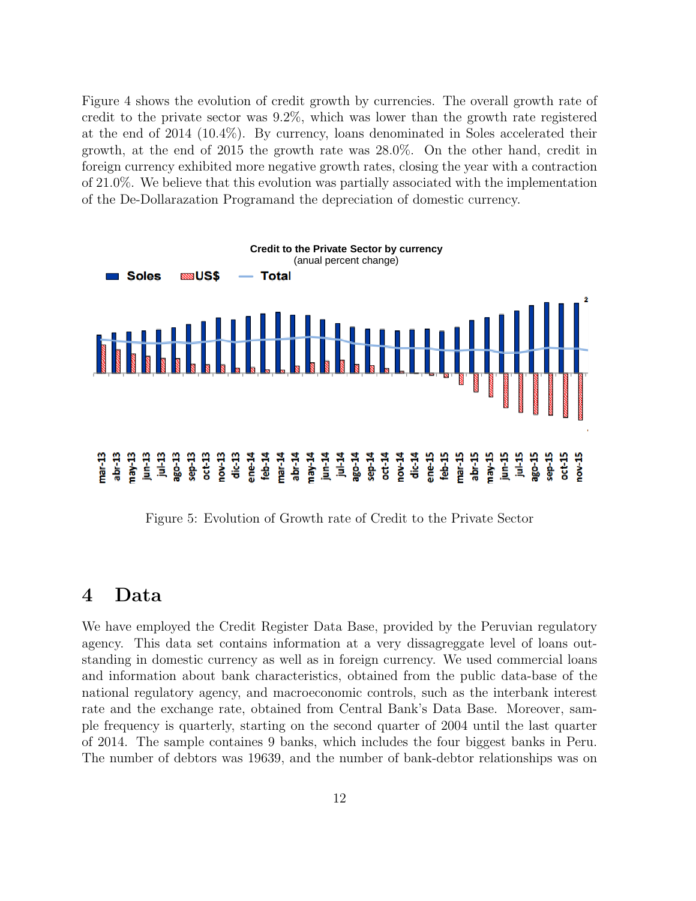Figure 4 shows the evolution of credit growth by currencies. The overall growth rate of credit to the private sector was 9.2%, which was lower than the growth rate registered at the end of 2014 (10.4%). By currency, loans denominated in Soles accelerated their growth, at the end of 2015 the growth rate was 28.0%. On the other hand, credit in foreign currency exhibited more negative growth rates, closing the year with a contraction of 21.0%. We believe that this evolution was partially associated with the implementation of the De-Dollarazation Programand the depreciation of domestic currency.

Figure 5: Evolution of Growth rate of Credit to the Private Sector

# 4 Data

We have employed the Credit Register Data Base, provided by the Peruvian regulatory agency. This data set contains information at a very dissagreggate level of loans outstanding in domestic currency as well as in foreign currency. We used commercial loans and information about bank characteristics, obtained from the public data-base of the national regulatory agency, and macroeconomic controls, such as the interbank interest rate and the exchange rate, obtained from Central Bank's Data Base. Moreover, sample frequency is quarterly, starting on the second quarter of 2004 until the last quarter of 2014. The sample containes 9 banks, which includes the four biggest banks in Peru. The number of debtors was 19639, and the number of bank-debtor relationships was on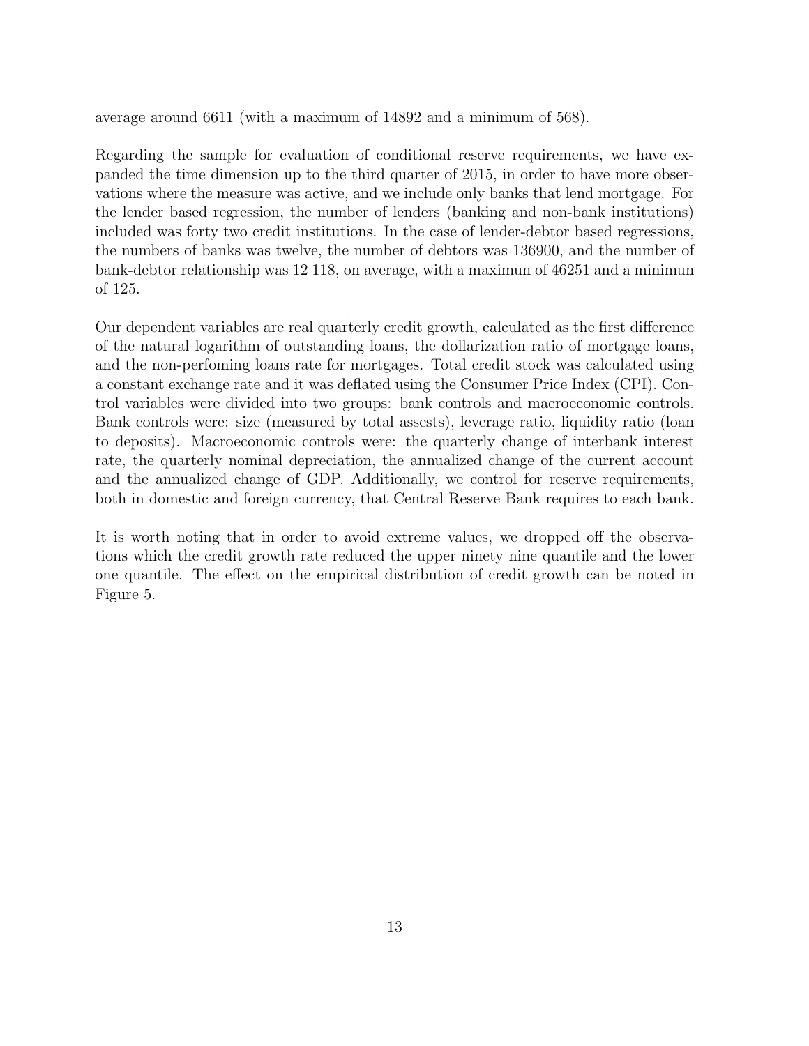average around 6611 (with a maximum of 14892 and a minimum of 568).

Regarding the sample for evaluation of conditional reserve requirements, we have expanded the time dimension up to the third quarter of 2015, in order to have more observations where the measure was active, and we include only banks that lend mortgage. For the lender based regression, the number of lenders (banking and non-bank institutions) included was forty two credit institutions. In the case of lender-debtor based regressions, the numbers of banks was twelve, the number of debtors was 136900, and the number of bank-debtor relationship was 12 118, on average, with a maximun of 46251 and a minimun of 125.

Our dependent variables are real quarterly credit growth, calculated as the first difference of the natural logarithm of outstanding loans, the dollarization ratio of mortgage loans, and the non-perfoming loans rate for mortgages. Total credit stock was calculated using a constant exchange rate and it was deflated using the Consumer Price Index (CPI). Control variables were divided into two groups: bank controls and macroeconomic controls. Bank controls were: size (measured by total assests), leverage ratio, liquidity ratio (loan to deposits). Macroeconomic controls were: the quarterly change of interbank interest rate, the quarterly nominal depreciation, the annualized change of the current account and the annualized change of GDP. Additionally, we control for reserve requirements, both in domestic and foreign currency, that Central Reserve Bank requires to each bank.

It is worth noting that in order to avoid extreme values, we dropped off the observations which the credit growth rate reduced the upper ninety nine quantile and the lower one quantile. The effect on the empirical distribution of credit growth can be noted in Figure 5.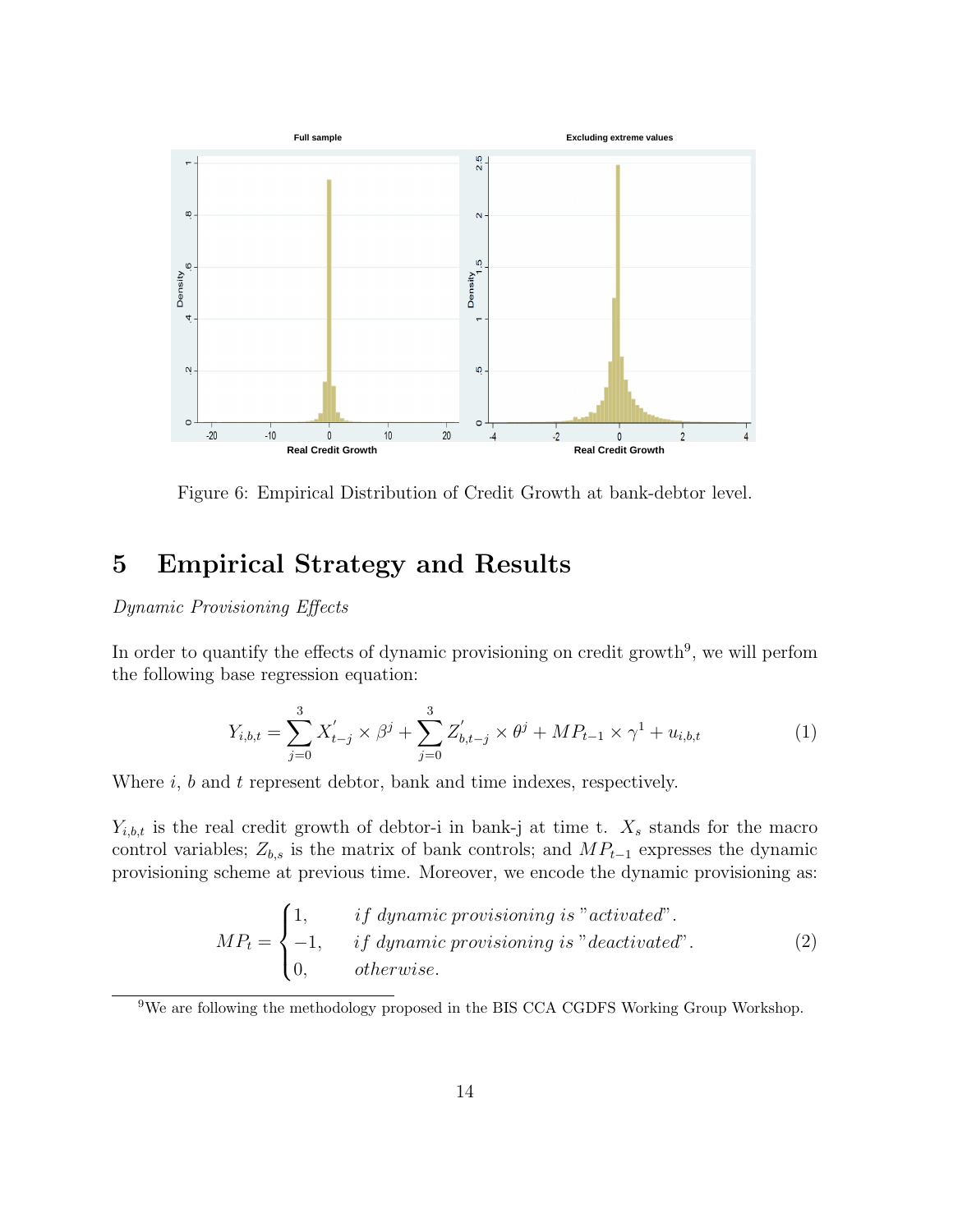Figure 6: Empirical Distribution of Credit Growth at bank-debtor level.

# 5 Empirical Strategy and Results

*Dynamic Provisioning Effects*

In order to quantify the effects of dynamic provisioning on credit growth[9], we will perfom the following base regression equation:

$$Y_{i,b,t} = \sum_{j=0}^{3} X_{t-j}^{'} \times \beta^{j} + \sum_{j=0}^{3} Z_{b,t-j}^{'} \times \theta^{j} + MP_{t-1} \times \gamma^{1} + u_{i,b,t} \tag{1}$$

Where $i$, $b$ and $t$ represent debtor, bank and time indexes, respectively.

$Y_{i,b,t}$ is the real credit growth of debtor-i in bank-j at time t. $X_s$ stands for the macro control variables; $Z_{b,s}$ is the matrix of bank controls; and $MP_{t-1}$ expresses the dynamic provisioning scheme at previous time. Moreover, we encode the dynamic provisioning as:

$$MP_t = \begin{cases} 1, & if\ dynamic\ provisioning\ is\ "activated". \\ -1, & if\ dynamic\ provisioning\ is\ "deactivated". \\ 0, & otherwise. \end{cases} \tag{2}$$

[9]We are following the methodology proposed in the BIS CCA CGDFS Working Group Workshop.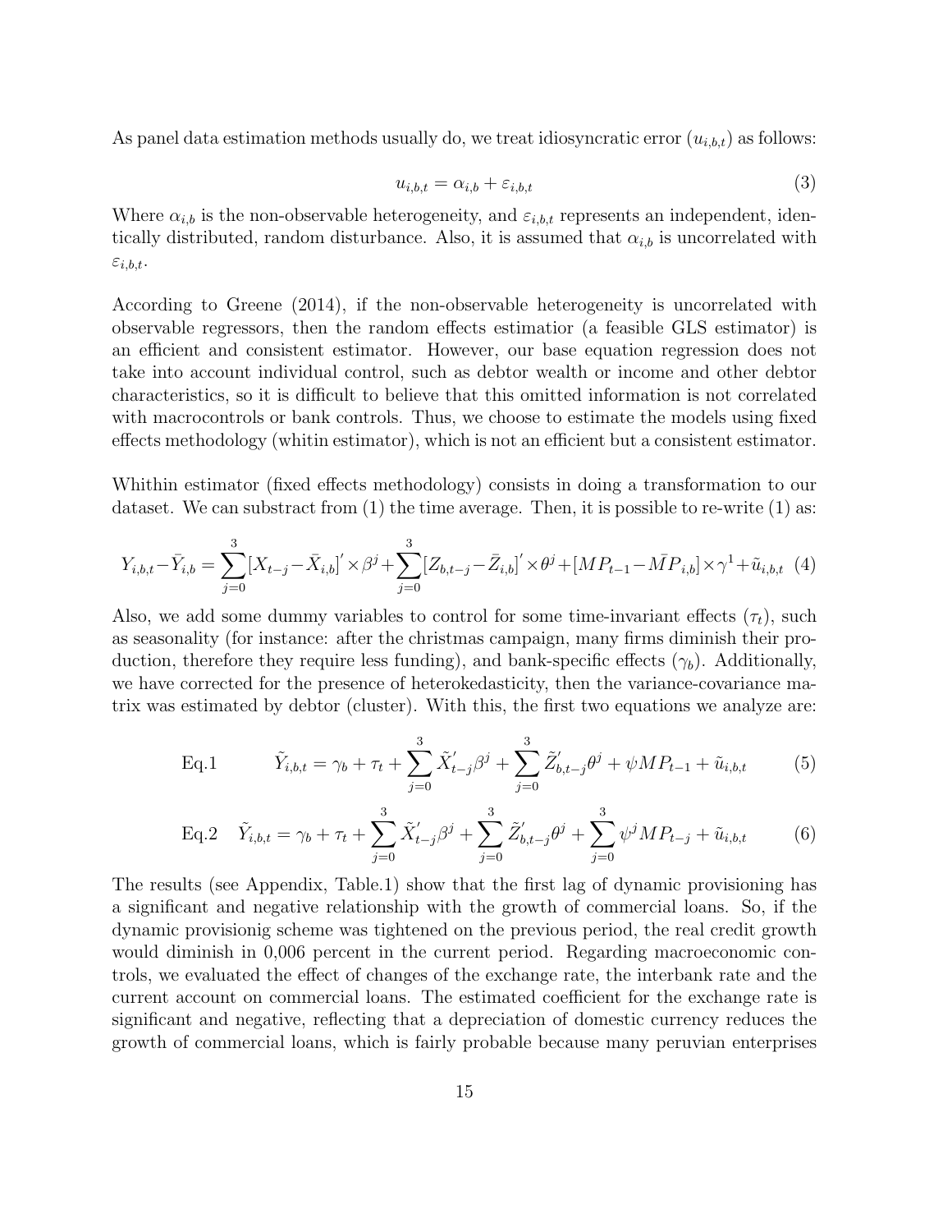As panel data estimation methods usually do, we treat idiosyncratic error ($u_{i,b,t}$) as follows:

$$u_{i,b,t} = \alpha_{i,b} + \varepsilon_{i,b,t} \tag{3}$$

Where $\alpha_{i,b}$ is the non-observable heterogeneity, and $\varepsilon_{i,b,t}$ represents an independent, identically distributed, random disturbance. Also, it is assumed that $\alpha_{i,b}$ is uncorrelated with $\varepsilon_{i,b,t}$.

According to Greene (2014), if the non-observable heterogeneity is uncorrelated with observable regressors, then the random effects estimatior (a feasible GLS estimator) is an efficient and consistent estimator. However, our base equation regression does not take into account individual control, such as debtor wealth or income and other debtor characteristics, so it is difficult to believe that this omitted information is not correlated with macrocontrols or bank controls. Thus, we choose to estimate the models using fixed effects methodology (whitin estimator), which is not an efficient but a consistent estimator.

Whithin estimator (fixed effects methodology) consists in doing a transformation to our dataset. We can substract from (1) the time average. Then, it is possible to re-write (1) as:

$$Y_{i,b,t} - \bar{Y}_{i,b} = \sum_{j=0}^{3} [X_{t-j} - \bar{X}_{i,b}]' \times \beta^j + \sum_{j=0}^{3} [Z_{b,t-j} - \bar{Z}_{i,b}]' \times \theta^j + [MP_{t-1} - \bar{MP}_{i,b}] \times \gamma^1 + \tilde{u}_{i,b,t} \tag{4}$$

Also, we add some dummy variables to control for some time-invariant effects ($\tau_t$), such as seasonality (for instance: after the christmas campaign, many firms diminish their production, therefore they require less funding), and bank-specific effects ($\gamma_b$). Additionally, we have corrected for the presence of heterokedasticity, then the variance-covariance matrix was estimated by debtor (cluster). With this, the first two equations we analyze are:

$$\text{Eq.1} \qquad \tilde{Y}_{i,b,t} = \gamma_b + \tau_t + \sum_{j=0}^{3} \tilde{X}_{t-j}' \beta^j + \sum_{j=0}^{3} \tilde{Z}_{b,t-j}' \theta^j + \psi MP_{t-1} + \tilde{u}_{i,b,t} \tag{5}$$

$$\text{Eq.2} \quad \tilde{Y}_{i,b,t} = \gamma_b + \tau_t + \sum_{j=0}^{3} \tilde{X}_{t-j}' \beta^j + \sum_{j=0}^{3} \tilde{Z}_{b,t-j}' \theta^j + \sum_{j=0}^{3} \psi^j MP_{t-j} + \tilde{u}_{i,b,t} \tag{6}$$

The results (see Appendix, Table.1) show that the first lag of dynamic provisioning has a significant and negative relationship with the growth of commercial loans. So, if the dynamic provisionig scheme was tightened on the previous period, the real credit growth would diminish in 0,006 percent in the current period. Regarding macroeconomic controls, we evaluated the effect of changes of the exchange rate, the interbank rate and the current account on commercial loans. The estimated coefficient for the exchange rate is significant and negative, reflecting that a depreciation of domestic currency reduces the growth of commercial loans, which is fairly probable because many peruvian enterprises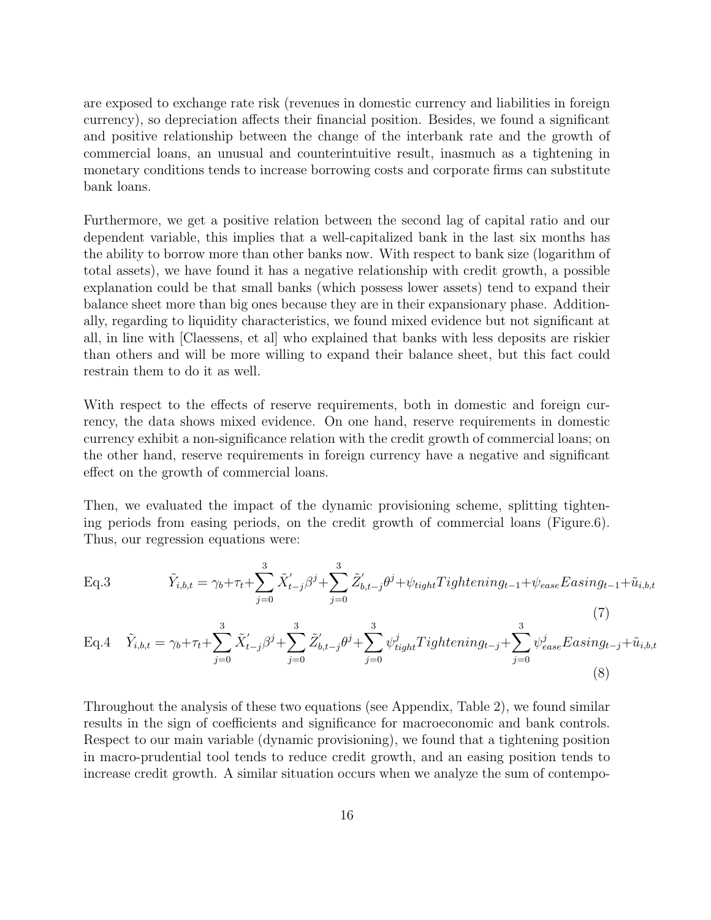are exposed to exchange rate risk (revenues in domestic currency and liabilities in foreign currency), so depreciation affects their financial position. Besides, we found a significant and positive relationship between the change of the interbank rate and the growth of commercial loans, an unusual and counterintuitive result, inasmuch as a tightening in monetary conditions tends to increase borrowing costs and corporate firms can substitute bank loans.

Furthermore, we get a positive relation between the second lag of capital ratio and our dependent variable, this implies that a well-capitalized bank in the last six months has the ability to borrow more than other banks now. With respect to bank size (logarithm of total assets), we have found it has a negative relationship with credit growth, a possible explanation could be that small banks (which possess lower assets) tend to expand their balance sheet more than big ones because they are in their expansionary phase. Additionally, regarding to liquidity characteristics, we found mixed evidence but not significant at all, in line with [Claessens, et al] who explained that banks with less deposits are riskier than others and will be more willing to expand their balance sheet, but this fact could restrain them to do it as well.

With respect to the effects of reserve requirements, both in domestic and foreign currency, the data shows mixed evidence. On one hand, reserve requirements in domestic currency exhibit a non-significance relation with the credit growth of commercial loans; on the other hand, reserve requirements in foreign currency have a negative and significant effect on the growth of commercial loans.

Then, we evaluated the impact of the dynamic provisioning scheme, splitting tightening periods from easing periods, on the credit growth of commercial loans (Figure.6). Thus, our regression equations were:

$$\text{Eq.3} \qquad \tilde{Y}_{i,b,t} = \gamma_b + \tau_t + \sum_{j=0}^{3} \tilde{X}'_{t-j}\beta^j + \sum_{j=0}^{3} \tilde{Z}'_{b,t-j}\theta^j + \psi_{tight} Tightening_{t-1} + \psi_{ease} Easing_{t-1} + \tilde{u}_{i,b,t} \tag{7}$$

$$\text{Eq.4} \quad \tilde{Y}_{i,b,t} = \gamma_b + \tau_t + \sum_{j=0}^{3} \tilde{X}'_{t-j}\beta^j + \sum_{j=0}^{3} \tilde{Z}'_{b,t-j}\theta^j + \sum_{j=0}^{3} \psi^j_{tight} Tightening_{t-j} + \sum_{j=0}^{3} \psi^j_{ease} Easing_{t-j} + \tilde{u}_{i,b,t} \tag{8}$$

Throughout the analysis of these two equations (see Appendix, Table 2), we found similar results in the sign of coefficients and significance for macroeconomic and bank controls. Respect to our main variable (dynamic provisioning), we found that a tightening position in macro-prudential tool tends to reduce credit growth, and an easing position tends to increase credit growth. A similar situation occurs when we analyze the sum of contempo-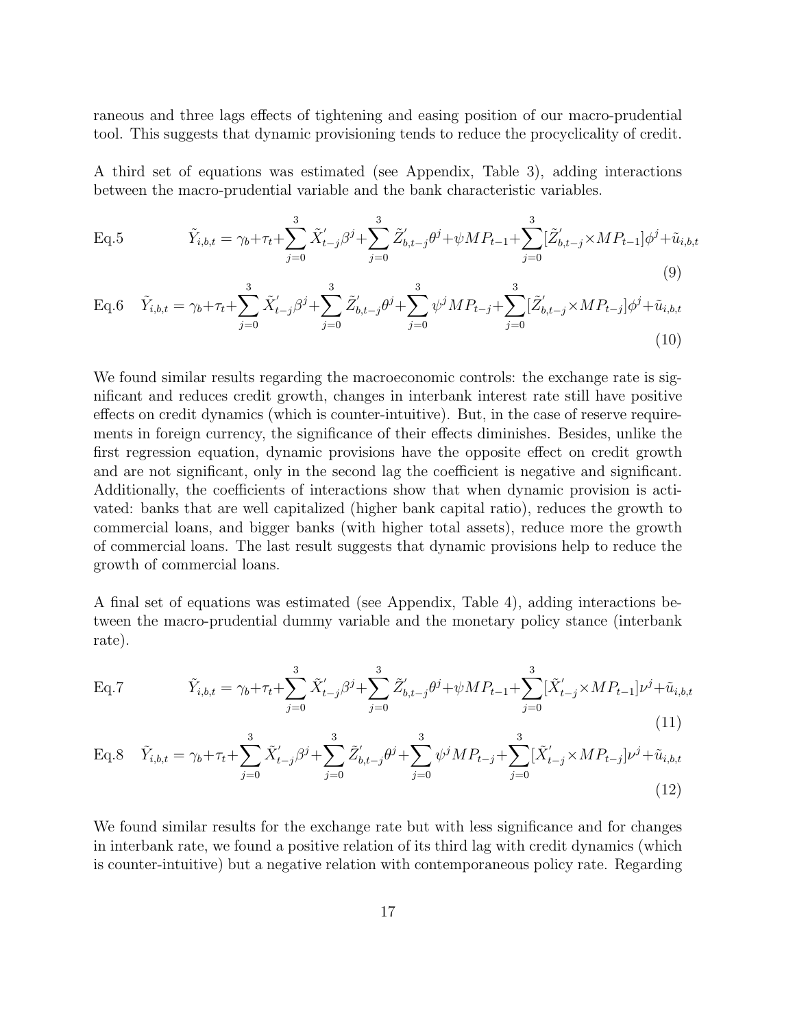raneous and three lags effects of tightening and easing position of our macro-prudential tool. This suggests that dynamic provisioning tends to reduce the procyclicality of credit.

A third set of equations was estimated (see Appendix, Table 3), adding interactions between the macro-prudential variable and the bank characteristic variables.

$$\text{Eq.5} \qquad \tilde{Y}_{i,b,t} = \gamma_b + \tau_t + \sum_{j=0}^{3} \tilde{X}'_{t-j}\beta^j + \sum_{j=0}^{3} \tilde{Z}'_{b,t-j}\theta^j + \psi MP_{t-1} + \sum_{j=0}^{3} [\tilde{Z}'_{b,t-j} \times MP_{t-1}]\phi^j + \tilde{u}_{i,b,t} \tag{9}$$

$$\text{Eq.6} \quad \tilde{Y}_{i,b,t} = \gamma_b + \tau_t + \sum_{j=0}^{3} \tilde{X}'_{t-j}\beta^j + \sum_{j=0}^{3} \tilde{Z}'_{b,t-j}\theta^j + \sum_{j=0}^{3} \psi^j MP_{t-j} + \sum_{j=0}^{3} [\tilde{Z}'_{b,t-j} \times MP_{t-j}]\phi^j + \tilde{u}_{i,b,t} \tag{10}$$

We found similar results regarding the macroeconomic controls: the exchange rate is significant and reduces credit growth, changes in interbank interest rate still have positive effects on credit dynamics (which is counter-intuitive). But, in the case of reserve requirements in foreign currency, the significance of their effects diminishes. Besides, unlike the first regression equation, dynamic provisions have the opposite effect on credit growth and are not significant, only in the second lag the coefficient is negative and significant. Additionally, the coefficients of interactions show that when dynamic provision is activated: banks that are well capitalized (higher bank capital ratio), reduces the growth to commercial loans, and bigger banks (with higher total assets), reduce more the growth of commercial loans. The last result suggests that dynamic provisions help to reduce the growth of commercial loans.

A final set of equations was estimated (see Appendix, Table 4), adding interactions between the macro-prudential dummy variable and the monetary policy stance (interbank rate).

$$\text{Eq.7} \qquad \tilde{Y}_{i,b,t} = \gamma_b + \tau_t + \sum_{j=0}^{3} \tilde{X}'_{t-j}\beta^j + \sum_{j=0}^{3} \tilde{Z}'_{b,t-j}\theta^j + \psi MP_{t-1} + \sum_{j=0}^{3} [\tilde{X}'_{t-j} \times MP_{t-1}]\nu^j + \tilde{u}_{i,b,t} \tag{11}$$

$$\text{Eq.8} \quad \tilde{Y}_{i,b,t} = \gamma_b + \tau_t + \sum_{j=0}^{3} \tilde{X}'_{t-j}\beta^j + \sum_{j=0}^{3} \tilde{Z}'_{b,t-j}\theta^j + \sum_{j=0}^{3} \psi^j MP_{t-j} + \sum_{j=0}^{3} [\tilde{X}'_{t-j} \times MP_{t-j}]\nu^j + \tilde{u}_{i,b,t} \tag{12}$$

We found similar results for the exchange rate but with less significance and for changes in interbank rate, we found a positive relation of its third lag with credit dynamics (which is counter-intuitive) but a negative relation with contemporaneous policy rate. Regarding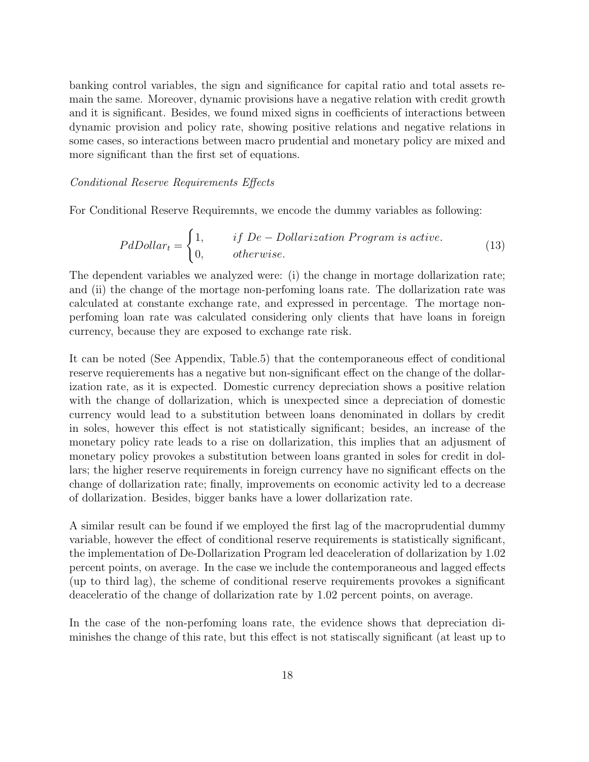banking control variables, the sign and significance for capital ratio and total assets remain the same. Moreover, dynamic provisions have a negative relation with credit growth and it is significant. Besides, we found mixed signs in coefficients of interactions between dynamic provision and policy rate, showing positive relations and negative relations in some cases, so interactions between macro prudential and monetary policy are mixed and more significant than the first set of equations.

*Conditional Reserve Requirements Effects*

For Conditional Reserve Requiremnts, we encode the dummy variables as following:

$$PdDollar_t = \begin{cases} 1, & if\ De - Dollarization\ Program\ is\ active. \\ 0, & otherwise. \end{cases} \tag{13}$$

The dependent variables we analyzed were: (i) the change in mortage dollarization rate; and (ii) the change of the mortage non-perfoming loans rate. The dollarization rate was calculated at constante exchange rate, and expressed in percentage. The mortage non-perfoming loan rate was calculated considering only clients that have loans in foreign currency, because they are exposed to exchange rate risk.

It can be noted (See Appendix, Table.5) that the contemporaneous effect of conditional reserve requierements has a negative but non-significant effect on the change of the dollarization rate, as it is expected. Domestic currency depreciation shows a positive relation with the change of dollarization, which is unexpected since a depreciation of domestic currency would lead to a substitution between loans denominated in dollars by credit in soles, however this effect is not statistically significant; besides, an increase of the monetary policy rate leads to a rise on dollarization, this implies that an adjusment of monetary policy provokes a substitution between loans granted in soles for credit in dollars; the higher reserve requirements in foreign currency have no significant effects on the change of dollarization rate; finally, improvements on economic activity led to a decrease of dollarization. Besides, bigger banks have a lower dollarization rate.

A similar result can be found if we employed the first lag of the macroprudential dummy variable, however the effect of conditional reserve requirements is statistically significant, the implementation of De-Dollarization Program led deaceleration of dollarization by 1.02 percent points, on average. In the case we include the contemporaneous and lagged effects (up to third lag), the scheme of conditional reserve requirements provokes a significant deaceleratio of the change of dollarization rate by 1.02 percent points, on average.

In the case of the non-perfoming loans rate, the evidence shows that depreciation diminishes the change of this rate, but this effect is not staticslly significant (at least up to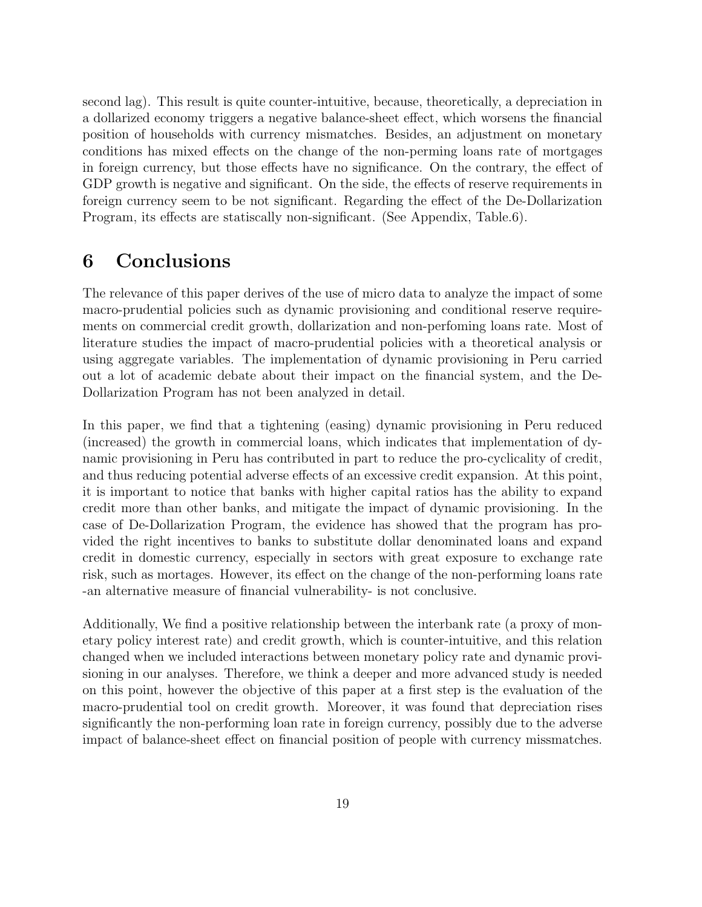second lag). This result is quite counter-intuitive, because, theoretically, a depreciation in a dollarized economy triggers a negative balance-sheet effect, which worsens the financial position of households with currency mismatches. Besides, an adjustment on monetary conditions has mixed effects on the change of the non-perming loans rate of mortgages in foreign currency, but those effects have no significance. On the contrary, the effect of GDP growth is negative and significant. On the side, the effects of reserve requirements in foreign currency seem to be not significant. Regarding the effect of the De-Dollarization Program, its effects are statiscally non-significant. (See Appendix, Table.6).

# 6 Conclusions

The relevance of this paper derives of the use of micro data to analyze the impact of some macro-prudential policies such as dynamic provisioning and conditional reserve requirements on commercial credit growth, dollarization and non-perfoming loans rate. Most of literature studies the impact of macro-prudential policies with a theoretical analysis or using aggregate variables. The implementation of dynamic provisioning in Peru carried out a lot of academic debate about their impact on the financial system, and the De-Dollarization Program has not been analyzed in detail.

In this paper, we find that a tightening (easing) dynamic provisioning in Peru reduced (increased) the growth in commercial loans, which indicates that implementation of dynamic provisioning in Peru has contributed in part to reduce the pro-cyclicality of credit, and thus reducing potential adverse effects of an excessive credit expansion. At this point, it is important to notice that banks with higher capital ratios has the ability to expand credit more than other banks, and mitigate the impact of dynamic provisioning. In the case of De-Dollarization Program, the evidence has showed that the program has provided the right incentives to banks to substitute dollar denominated loans and expand credit in domestic currency, especially in sectors with great exposure to exchange rate risk, such as mortages. However, its effect on the change of the non-performing loans rate -an alternative measure of financial vulnerability- is not conclusive.

Additionally, We find a positive relationship between the interbank rate (a proxy of monetary policy interest rate) and credit growth, which is counter-intuitive, and this relation changed when we included interactions between monetary policy rate and dynamic provisioning in our analyses. Therefore, we think a deeper and more advanced study is needed on this point, however the objective of this paper at a first step is the evaluation of the macro-prudential tool on credit growth. Moreover, it was found that depreciation rises significantly the non-performing loan rate in foreign currency, possibly due to the adverse impact of balance-sheet effect on financial position of people with currency missmatches.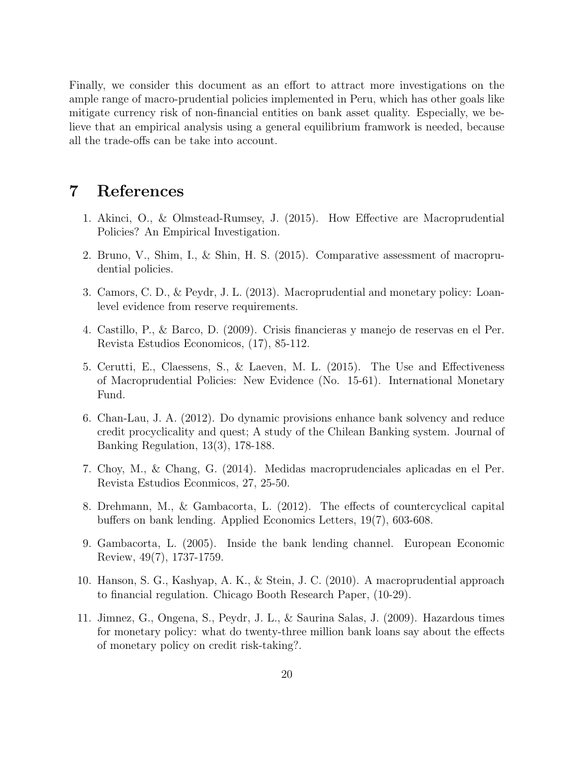Finally, we consider this document as an effort to attract more investigations on the ample range of macro-prudential policies implemented in Peru, which has other goals like mitigate currency risk of non-financial entities on bank asset quality. Especially, we believe that an empirical analysis using a general equilibrium framwork is needed, because all the trade-offs can be take into account.

# 7 References

1. Akinci, O., & Olmstead-Rumsey, J. (2015). How Effective are Macroprudential Policies? An Empirical Investigation.

2. Bruno, V., Shim, I., & Shin, H. S. (2015). Comparative assessment of macroprudential policies.

3. Camors, C. D., & Peydr, J. L. (2013). Macroprudential and monetary policy: Loan-level evidence from reserve requirements.

4. Castillo, P., & Barco, D. (2009). Crisis financieras y manejo de reservas en el Per. Revista Estudios Economicos, (17), 85-112.

5. Cerutti, E., Claessens, S., & Laeven, M. L. (2015). The Use and Effectiveness of Macroprudential Policies: New Evidence (No. 15-61). International Monetary Fund.

6. Chan-Lau, J. A. (2012). Do dynamic provisions enhance bank solvency and reduce credit procyclicality and quest; A study of the Chilean Banking system. Journal of Banking Regulation, 13(3), 178-188.

7. Choy, M., & Chang, G. (2014). Medidas macroprudenciales aplicadas en el Per. Revista Estudios Econmicos, 27, 25-50.

8. Drehmann, M., & Gambacorta, L. (2012). The effects of countercyclical capital buffers on bank lending. Applied Economics Letters, 19(7), 603-608.

9. Gambacorta, L. (2005). Inside the bank lending channel. European Economic Review, 49(7), 1737-1759.

10. Hanson, S. G., Kashyap, A. K., & Stein, J. C. (2010). A macroprudential approach to financial regulation. Chicago Booth Research Paper, (10-29).

11. Jimnez, G., Ongena, S., Peydr, J. L., & Saurina Salas, J. (2009). Hazardous times for monetary policy: what do twenty-three million bank loans say about the effects of monetary policy on credit risk-taking?.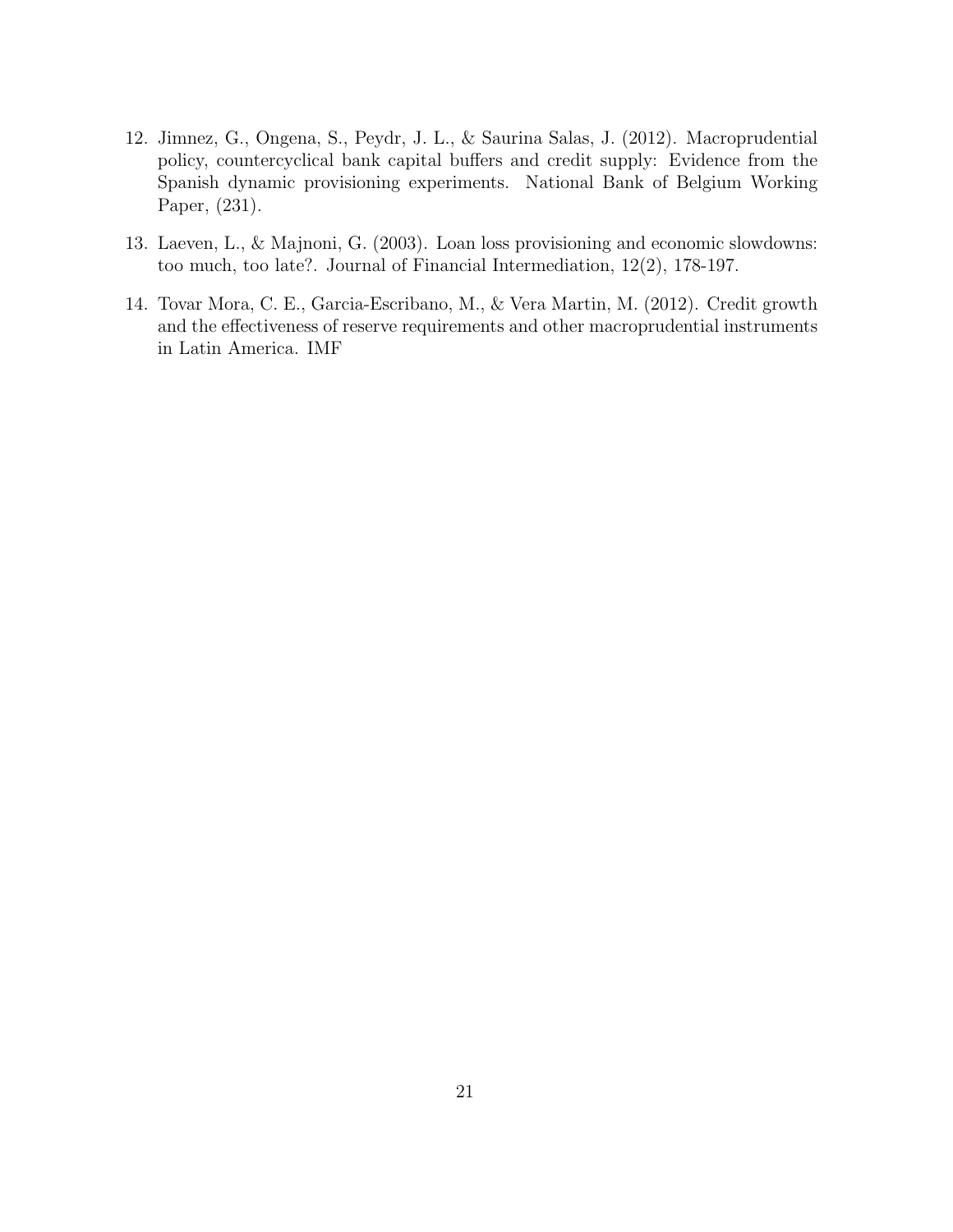12. Jimnez, G., Ongena, S., Peydr, J. L., & Saurina Salas, J. (2012). Macroprudential policy, countercyclical bank capital buffers and credit supply: Evidence from the Spanish dynamic provisioning experiments. National Bank of Belgium Working Paper, (231).

13. Laeven, L., & Majnoni, G. (2003). Loan loss provisioning and economic slowdowns: too much, too late?. Journal of Financial Intermediation, 12(2), 178-197.

14. Tovar Mora, C. E., Garcia-Escribano, M., & Vera Martin, M. (2012). Credit growth and the effectiveness of reserve requirements and other macroprudential instruments in Latin America. IMF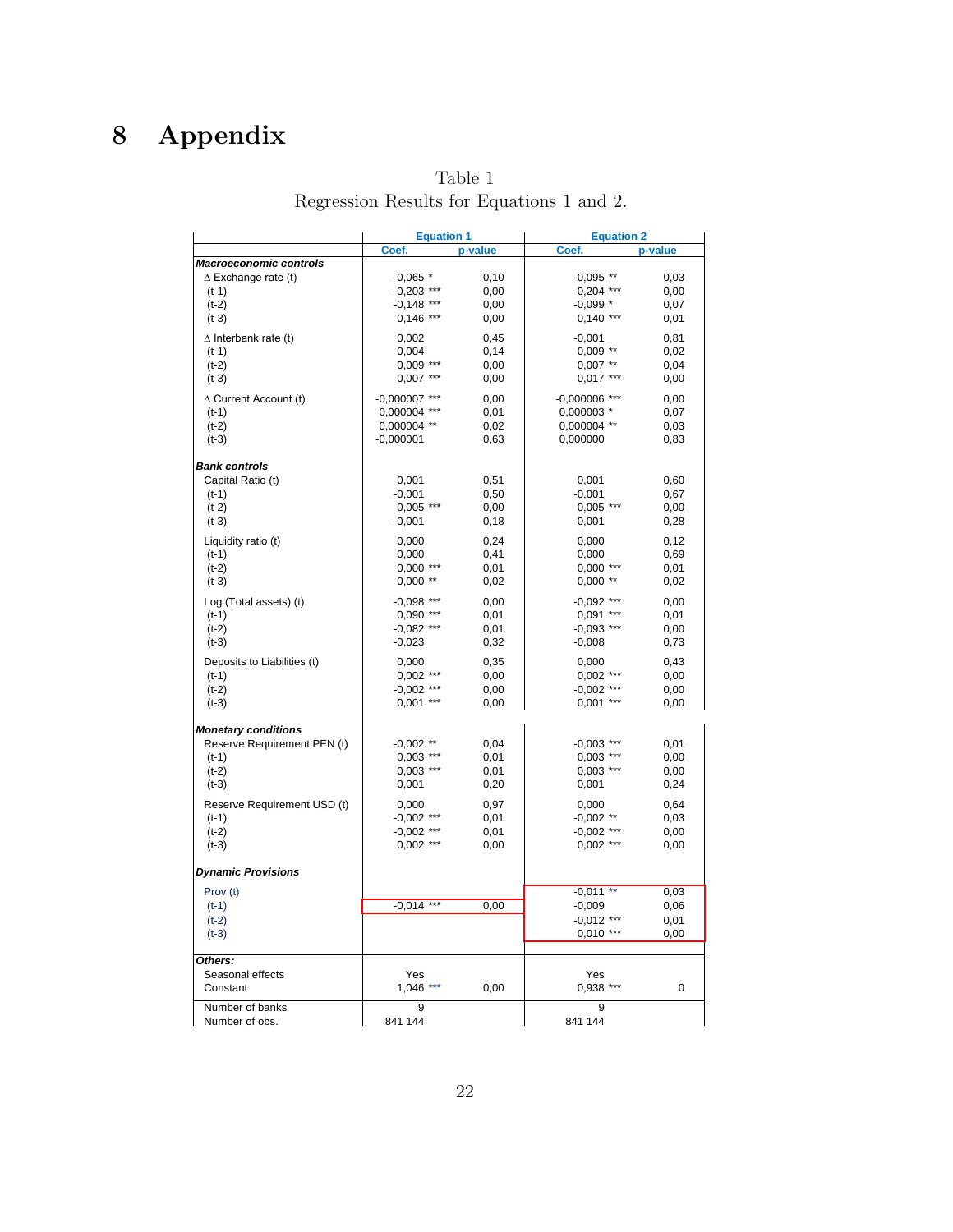# 8 Appendix

Table 1
Regression Results for Equations 1 and 2.

| | Equation 1 | | Equation 2 | |
|---|---|---|---|---|
| | Coef. | p-value | Coef. | p-value |
| ***Macroeconomic controls*** | | | | |
| Δ Exchange rate (t) | -0,065 * | 0,10 | -0,095 ** | 0,03 |
| (t-1) | -0,203 *** | 0,00 | -0,204 *** | 0,00 |
| (t-2) | -0,148 *** | 0,00 | -0,099 * | 0,07 |
| (t-3) | 0,146 *** | 0,00 | 0,140 *** | 0,01 |
| Δ Interbank rate (t) | 0,002 | 0,45 | -0,001 | 0,81 |
| (t-1) | 0,004 | 0,14 | 0,009 ** | 0,02 |
| (t-2) | 0,009 *** | 0,00 | 0,007 ** | 0,04 |
| (t-3) | 0,007 *** | 0,00 | 0,017 *** | 0,00 |
| Δ Current Account (t) | -0,000007 *** | 0,00 | -0,000006 *** | 0,00 |
| (t-1) | 0,000004 *** | 0,01 | 0,000003 * | 0,07 |
| (t-2) | 0,000004 ** | 0,02 | 0,000004 ** | 0,03 |
| (t-3) | -0,000001 | 0,63 | 0,000000 | 0,83 |
| ***Bank controls*** | | | | |
| Capital Ratio (t) | 0,001 | 0,51 | 0,001 | 0,60 |
| (t-1) | -0,001 | 0,50 | -0,001 | 0,67 |
| (t-2) | 0,005 *** | 0,00 | 0,005 *** | 0,00 |
| (t-3) | -0,001 | 0,18 | -0,001 | 0,28 |
| Liquidity ratio (t) | 0,000 | 0,24 | 0,000 | 0,12 |
| (t-1) | 0,000 | 0,41 | 0,000 | 0,69 |
| (t-2) | 0,000 *** | 0,01 | 0,000 *** | 0,01 |
| (t-3) | 0,000 ** | 0,02 | 0,000 ** | 0,02 |
| Log (Total assets) (t) | -0,098 *** | 0,00 | -0,092 *** | 0,00 |
| (t-1) | 0,090 *** | 0,01 | 0,091 *** | 0,01 |
| (t-2) | -0,082 *** | 0,01 | -0,093 *** | 0,00 |
| (t-3) | -0,023 | 0,32 | -0,008 | 0,73 |
| Deposits to Liabilities (t) | 0,000 | 0,35 | 0,000 | 0,43 |
| (t-1) | 0,002 *** | 0,00 | 0,002 *** | 0,00 |
| (t-2) | -0,002 *** | 0,00 | -0,002 *** | 0,00 |
| (t-3) | 0,001 *** | 0,00 | 0,001 *** | 0,00 |
| ***Monetary conditions*** | | | | |
| Reserve Requirement PEN (t) | -0,002 ** | 0,04 | -0,003 *** | 0,01 |
| (t-1) | 0,003 *** | 0,01 | 0,003 *** | 0,00 |
| (t-2) | 0,003 *** | 0,01 | 0,003 *** | 0,00 |
| (t-3) | 0,001 | 0,20 | 0,001 | 0,24 |
| Reserve Requirement USD (t) | 0,000 | 0,97 | 0,000 | 0,64 |
| (t-1) | -0,002 *** | 0,01 | -0,002 ** | 0,03 |
| (t-2) | -0,002 *** | 0,01 | -0,002 *** | 0,00 |
| (t-3) | 0,002 *** | 0,00 | 0,002 *** | 0,00 |
| ***Dynamic Provisions*** | | | | |
| Prov (t) | | | -0,011 ** | 0,03 |
| (t-1) | -0,014 *** | 0,00 | -0,009 | 0,06 |
| (t-2) | | | -0,012 *** | 0,01 |
| (t-3) | | | 0,010 *** | 0,00 |
| ***Others:*** | | | | |
| Seasonal effects | Yes | | Yes | |
| Constant | 1,046 *** | 0,00 | 0,938 *** | 0 |
| Number of banks | 9 | | 9 | |
| Number of obs. | 841 144 | | 841 144 | |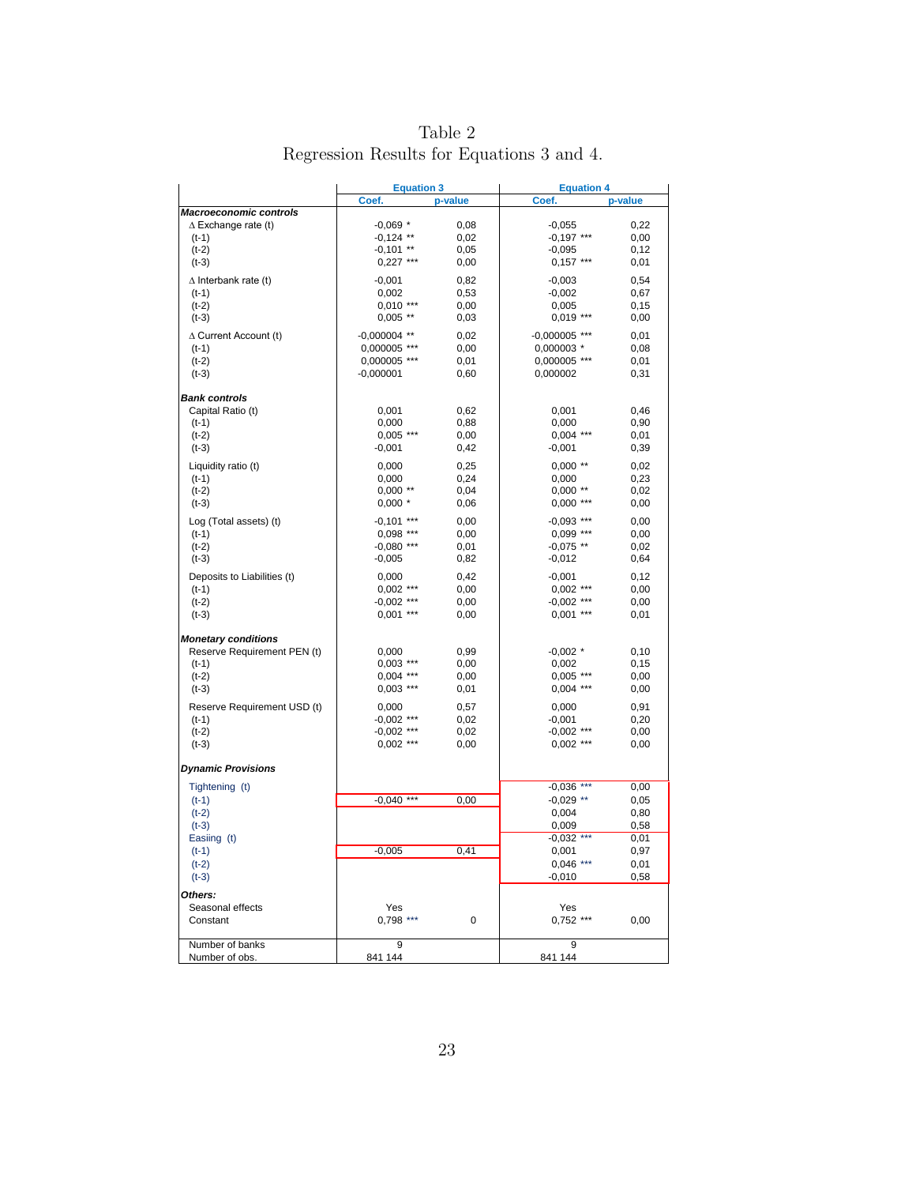Table 2
Regression Results for Equations 3 and 4.

| | Equation 3 | | Equation 4 | |
|---|---|---|---|---|
| | Coef. | p-value | Coef. | p-value |
| ***Macroeconomic controls*** | | | | |
| ∆ Exchange rate (t) | -0,069 * | 0,08 | -0,055 | 0,22 |
| (t-1) | -0,124 ** | 0,02 | -0,197 *** | 0,00 |
| (t-2) | -0,101 ** | 0,05 | -0,095 | 0,12 |
| (t-3) | 0,227 *** | 0,00 | 0,157 *** | 0,01 |
| ∆ Interbank rate (t) | -0,001 | 0,82 | -0,003 | 0,54 |
| (t-1) | 0,002 | 0,53 | -0,002 | 0,67 |
| (t-2) | 0,010 *** | 0,00 | 0,005 | 0,15 |
| (t-3) | 0,005 ** | 0,03 | 0,019 *** | 0,00 |
| ∆ Current Account (t) | -0,000004 ** | 0,02 | -0,000005 *** | 0,01 |
| (t-1) | 0,000005 *** | 0,00 | 0,000003 * | 0,08 |
| (t-2) | 0,000005 *** | 0,01 | 0,000005 *** | 0,01 |
| (t-3) | -0,000001 | 0,60 | 0,000002 | 0,31 |
| ***Bank controls*** | | | | |
| Capital Ratio (t) | 0,001 | 0,62 | 0,001 | 0,46 |
| (t-1) | 0,000 | 0,88 | 0,000 | 0,90 |
| (t-2) | 0,005 *** | 0,00 | 0,004 *** | 0,01 |
| (t-3) | -0,001 | 0,42 | -0,001 | 0,39 |
| Liquidity ratio (t) | 0,000 | 0,25 | 0,000 ** | 0,02 |
| (t-1) | 0,000 | 0,24 | 0,000 | 0,23 |
| (t-2) | 0,000 ** | 0,04 | 0,000 ** | 0,02 |
| (t-3) | 0,000 * | 0,06 | 0,000 *** | 0,00 |
| Log (Total assets) (t) | -0,101 *** | 0,00 | -0,093 *** | 0,00 |
| (t-1) | 0,098 *** | 0,00 | 0,099 *** | 0,00 |
| (t-2) | -0,080 *** | 0,01 | -0,075 ** | 0,02 |
| (t-3) | -0,005 | 0,82 | -0,012 | 0,64 |
| Deposits to Liabilities (t) | 0,000 | 0,42 | -0,001 | 0,12 |
| (t-1) | 0,002 *** | 0,00 | 0,002 *** | 0,00 |
| (t-2) | -0,002 *** | 0,00 | -0,002 *** | 0,00 |
| (t-3) | 0,001 *** | 0,00 | 0,001 *** | 0,01 |
| ***Monetary conditions*** | | | | |
| Reserve Requirement PEN (t) | 0,000 | 0,99 | -0,002 * | 0,10 |
| (t-1) | 0,003 *** | 0,00 | 0,002 | 0,15 |
| (t-2) | 0,004 *** | 0,00 | 0,005 *** | 0,00 |
| (t-3) | 0,003 *** | 0,01 | 0,004 *** | 0,00 |
| Reserve Requirement USD (t) | 0,000 | 0,57 | 0,000 | 0,91 |
| (t-1) | -0,002 *** | 0,02 | -0,001 | 0,20 |
| (t-2) | -0,002 *** | 0,02 | -0,002 *** | 0,00 |
| (t-3) | 0,002 *** | 0,00 | 0,002 *** | 0,00 |
| ***Dynamic Provisions*** | | | | |
| Tightening (t) | | | -0,036 *** | 0,00 |
| (t-1) | -0,040 *** | 0,00 | -0,029 ** | 0,05 |
| (t-2) | | | 0,004 | 0,80 |
| (t-3) | | | 0,009 | 0,58 |
| Easiing (t) | | | -0,032 *** | 0,01 |
| (t-1) | -0,005 | 0,41 | 0,001 | 0,97 |
| (t-2) | | | 0,046 *** | 0,01 |
| (t-3) | | | -0,010 | 0,58 |
| ***Others:*** | | | | |
| Seasonal effects | Yes | | Yes | |
| Constant | 0,798 *** | 0 | 0,752 *** | 0,00 |
| Number of banks | 9 | | 9 | |
| Number of obs. | 841 144 | | 841 144 | |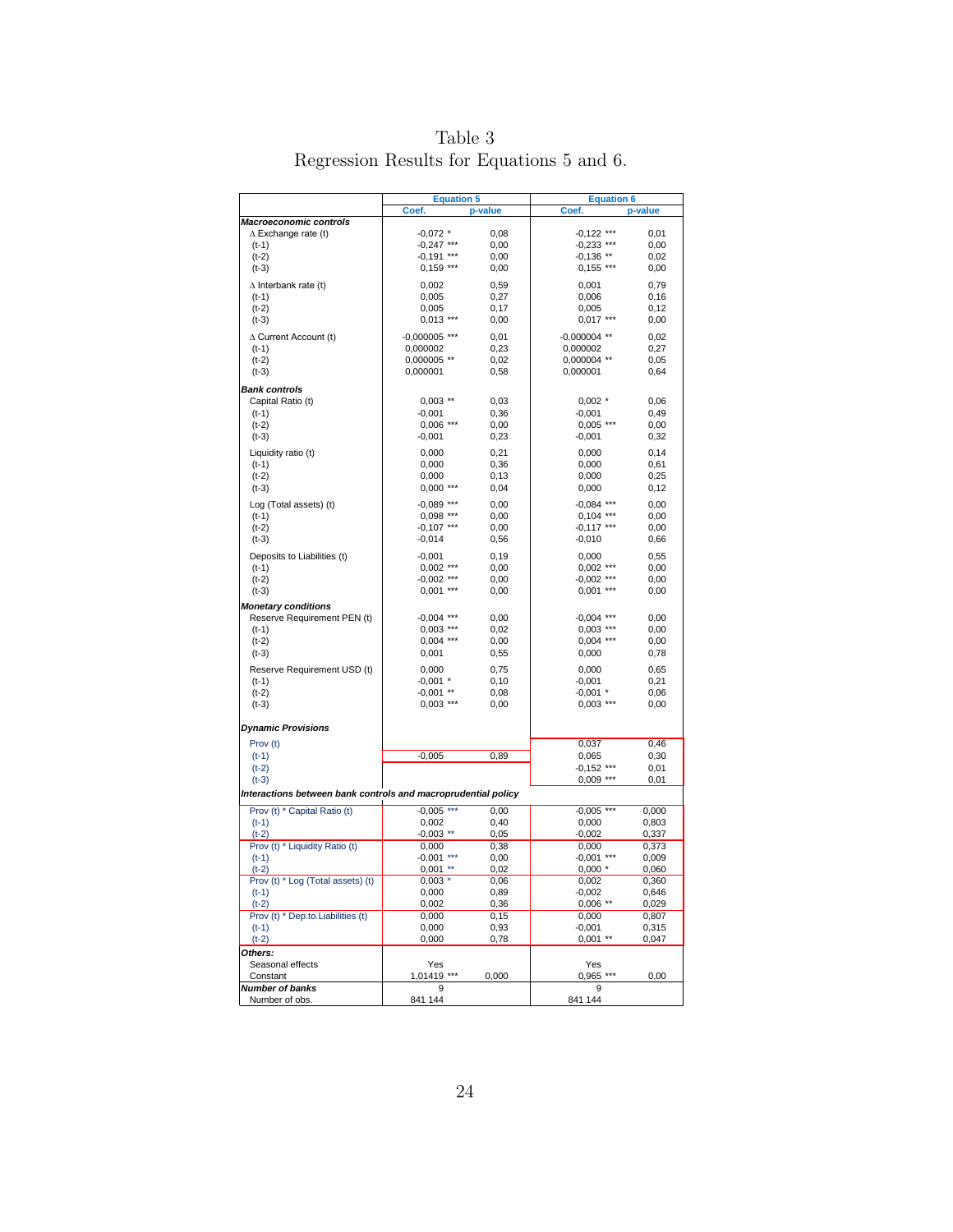Table 3
Regression Results for Equations 5 and 6.

| | Equation 5 | | Equation 6 | |
|---|---|---|---|---|
| | Coef. | p-value | Coef. | p-value |
| ***Macroeconomic controls*** | | | | |
| ∆ Exchange rate (t) | -0,072 * | 0,08 | -0,122 *** | 0,01 |
| (t-1) | -0,247 *** | 0,00 | -0,233 *** | 0,00 |
| (t-2) | -0,191 *** | 0,00 | -0,136 ** | 0,02 |
| (t-3) | 0,159 *** | 0,00 | 0,155 *** | 0,00 |
| ∆ Interbank rate (t) | 0,002 | 0,59 | 0,001 | 0,79 |
| (t-1) | 0,005 | 0,27 | 0,006 | 0,16 |
| (t-2) | 0,005 | 0,17 | 0,005 | 0,12 |
| (t-3) | 0,013 *** | 0,00 | 0,017 *** | 0,00 |
| ∆ Current Account (t) | -0,000005 *** | 0,01 | -0,000004 ** | 0,02 |
| (t-1) | 0,000002 | 0,23 | 0,000002 | 0,27 |
| (t-2) | 0,000005 ** | 0,02 | 0,000004 ** | 0,05 |
| (t-3) | 0,000001 | 0,58 | 0,000001 | 0,64 |
| ***Bank controls*** | | | | |
| Capital Ratio (t) | 0,003 ** | 0,03 | 0,002 * | 0,06 |
| (t-1) | -0,001 | 0,36 | -0,001 | 0,49 |
| (t-2) | 0,006 *** | 0,00 | 0,005 *** | 0,00 |
| (t-3) | -0,001 | 0,23 | -0,001 | 0,32 |
| Liquidity ratio (t) | 0,000 | 0,21 | 0,000 | 0,14 |
| (t-1) | 0,000 | 0,36 | 0,000 | 0,61 |
| (t-2) | 0,000 | 0,13 | 0,000 | 0,25 |
| (t-3) | 0,000 *** | 0,04 | 0,000 | 0,12 |
| Log (Total assets) (t) | -0,089 *** | 0,00 | -0,084 *** | 0,00 |
| (t-1) | 0,098 *** | 0,00 | 0,104 *** | 0,00 |
| (t-2) | -0,107 *** | 0,00 | -0,117 *** | 0,00 |
| (t-3) | -0,014 | 0,56 | -0,010 | 0,66 |
| Deposits to Liabilities (t) | -0,001 | 0,19 | 0,000 | 0,55 |
| (t-1) | 0,002 *** | 0,00 | 0,002 *** | 0,00 |
| (t-2) | -0,002 *** | 0,00 | -0,002 *** | 0,00 |
| (t-3) | 0,001 *** | 0,00 | 0,001 *** | 0,00 |
| ***Monetary conditions*** | | | | |
| Reserve Requirement PEN (t) | -0,004 *** | 0,00 | -0,004 *** | 0,00 |
| (t-1) | 0,003 *** | 0,02 | 0,003 *** | 0,00 |
| (t-2) | 0,004 *** | 0,00 | 0,004 *** | 0,00 |
| (t-3) | 0,001 | 0,55 | 0,000 | 0,78 |
| Reserve Requirement USD (t) | 0,000 | 0,75 | 0,000 | 0,65 |
| (t-1) | -0,001 * | 0,10 | -0,001 | 0,21 |
| (t-2) | -0,001 ** | 0,08 | -0,001 * | 0,06 |
| (t-3) | 0,003 *** | 0,00 | 0,003 *** | 0,00 |
| ***Dynamic Provisions*** | | | | |
| Prov (t) | | | 0,037 | 0,46 |
| (t-1) | -0,005 | 0,89 | 0,065 | 0,30 |
| (t-2) | | | -0,152 *** | 0,01 |
| (t-3) | | | 0,009 *** | 0,01 |
| ***Interactions between bank controls and macroprudential policy*** | | | | |
| Prov (t) * Capital Ratio (t) | -0,005 *** | 0,00 | -0,005 *** | 0,000 |
| (t-1) | 0,002 | 0,40 | 0,000 | 0,803 |
| (t-2) | -0,003 ** | 0,05 | -0,002 | 0,337 |
| Prov (t) * Liquidity Ratio (t) | 0,000 | 0,38 | 0,000 | 0,373 |
| (t-1) | -0,001 *** | 0,00 | -0,001 *** | 0,009 |
| (t-2) | 0,001 ** | 0,02 | 0,000 * | 0,060 |
| Prov (t) * Log (Total assets) (t) | 0,003 * | 0,06 | 0,002 | 0,360 |
| (t-1) | 0,000 | 0,89 | -0,002 | 0,646 |
| (t-2) | 0,002 | 0,36 | 0,006 ** | 0,029 |
| Prov (t) * Dep.to.Liabilities (t) | 0,000 | 0,15 | 0,000 | 0,807 |
| (t-1) | 0,000 | 0,93 | -0,001 | 0,315 |
| (t-2) | 0,000 | 0,78 | 0,001 ** | 0,047 |
| ***Others:*** | | | | |
| Seasonal effects | Yes | | Yes | |
| Constant | 1,01419 *** | 0,000 | 0,965 *** | 0,00 |
| ***Number of banks*** | 9 | | 9 | |
| Number of obs. | 841 144 | | 841 144 | |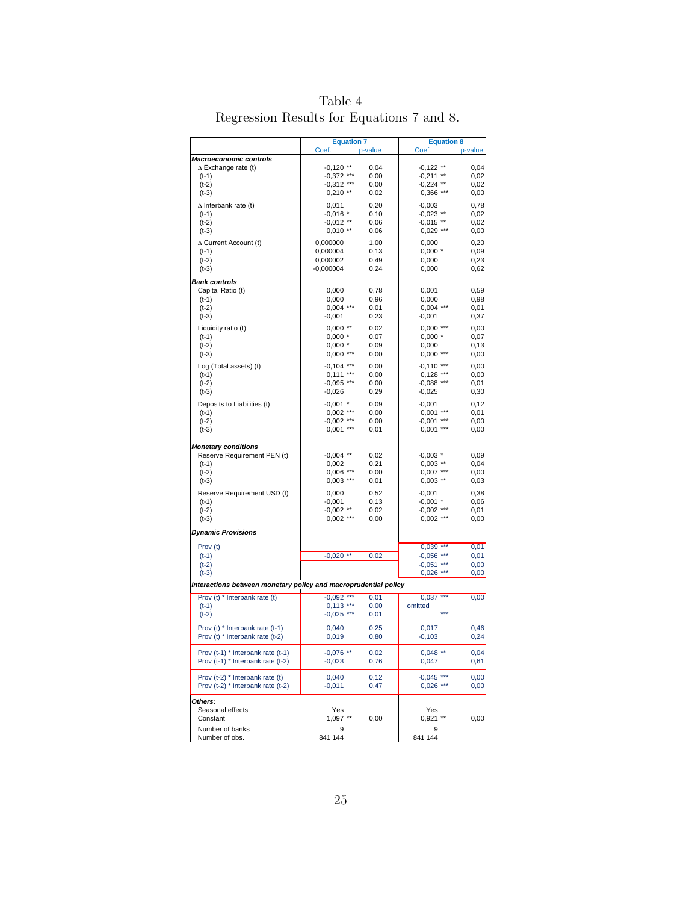Table 4
Regression Results for Equations 7 and 8.

| | Equation 7 | | Equation 8 | |
|---|---|---|---|---|
| | Coef. | p-value | Coef. | p-value |
| ***Macroeconomic controls*** | | | | |
| Δ Exchange rate (t) | -0,120 ** | 0,04 | -0,122 ** | 0,04 |
| (t-1) | -0,372 *** | 0,00 | -0,211 ** | 0,02 |
| (t-2) | -0,312 *** | 0,00 | -0,224 ** | 0,02 |
| (t-3) | 0,210 ** | 0,02 | 0,366 *** | 0,00 |
| Δ Interbank rate (t) | 0,011 | 0,20 | -0,003 | 0,78 |
| (t-1) | -0,016 * | 0,10 | -0,023 ** | 0,02 |
| (t-2) | -0,012 ** | 0,06 | -0,015 ** | 0,02 |
| (t-3) | 0,010 ** | 0,06 | 0,029 *** | 0,00 |
| Δ Current Account (t) | 0,000000 | 1,00 | 0,000 | 0,20 |
| (t-1) | 0,000004 | 0,13 | 0,000 * | 0,09 |
| (t-2) | 0,000002 | 0,49 | 0,000 | 0,23 |
| (t-3) | -0,000004 | 0,24 | 0,000 | 0,62 |
| ***Bank controls*** | | | | |
| Capital Ratio (t) | 0,000 | 0,78 | 0,001 | 0,59 |
| (t-1) | 0,000 | 0,96 | 0,000 | 0,98 |
| (t-2) | 0,004 *** | 0,01 | 0,004 *** | 0,01 |
| (t-3) | -0,001 | 0,23 | -0,001 | 0,37 |
| Liquidity ratio (t) | 0,000 ** | 0,02 | 0,000 *** | 0,00 |
| (t-1) | 0,000 * | 0,07 | 0,000 * | 0,07 |
| (t-2) | 0,000 * | 0,09 | 0,000 | 0,13 |
| (t-3) | 0,000 *** | 0,00 | 0,000 *** | 0,00 |
| Log (Total assets) (t) | -0,104 *** | 0,00 | -0,110 *** | 0,00 |
| (t-1) | 0,111 *** | 0,00 | 0,128 *** | 0,00 |
| (t-2) | -0,095 *** | 0,00 | -0,088 *** | 0,01 |
| (t-3) | -0,026 | 0,29 | -0,025 | 0,30 |
| Deposits to Liabilities (t) | -0,001 * | 0,09 | -0,001 | 0,12 |
| (t-1) | 0,002 *** | 0,00 | 0,001 *** | 0,01 |
| (t-2) | -0,002 *** | 0,00 | -0,001 *** | 0,00 |
| (t-3) | 0,001 *** | 0,01 | 0,001 *** | 0,00 |
| ***Monetary conditions*** | | | | |
| Reserve Requirement PEN (t) | -0,004 ** | 0,02 | -0,003 * | 0,09 |
| (t-1) | 0,002 | 0,21 | 0,003 ** | 0,04 |
| (t-2) | 0,006 *** | 0,00 | 0,007 *** | 0,00 |
| (t-3) | 0,003 *** | 0,01 | 0,003 ** | 0,03 |
| Reserve Requirement USD (t) | 0,000 | 0,52 | -0,001 | 0,38 |
| (t-1) | -0,001 | 0,13 | -0,001 * | 0,06 |
| (t-2) | -0,002 ** | 0,02 | -0,002 *** | 0,01 |
| (t-3) | 0,002 *** | 0,00 | 0,002 *** | 0,00 |
| ***Dynamic Provisions*** | | | | |
| Prov (t) | | | 0,039 *** | 0,01 |
| (t-1) | -0,020 ** | 0,02 | -0,056 *** | 0,01 |
| (t-2) | | | -0,051 *** | 0,00 |
| (t-3) | | | 0,026 *** | 0,00 |
| ***Interactions between monetary policy and macroprudential policy*** | | | | |
| Prov (t) * Interbank rate (t) | -0,092 *** | 0,01 | 0,037 *** | 0,00 |
| (t-1) | 0,113 *** | 0,00 | omitted | |
| (t-2) | -0,025 *** | 0,01 | *** | |
| Prov (t) * Interbank rate (t-1) | 0,040 | 0,25 | 0,017 | 0,46 |
| Prov (t) * Interbank rate (t-2) | 0,019 | 0,80 | -0,103 | 0,24 |
| Prov (t-1) * Interbank rate (t-1) | -0,076 ** | 0,02 | 0,048 ** | 0,04 |
| Prov (t-1) * Interbank rate (t-2) | -0,023 | 0,76 | 0,047 | 0,61 |
| Prov (t-2) * Interbank rate (t) | 0,040 | 0,12 | -0,045 *** | 0,00 |
| Prov (t-2) * Interbank rate (t-2) | -0,011 | 0,47 | 0,026 *** | 0,00 |
| ***Others:*** | | | | |
| Seasonal effects | Yes | | Yes | |
| Constant | 1,097 ** | 0,00 | 0,921 ** | 0,00 |
| Number of banks | 9 | | 9 | |
| Number of obs. | 841 144 | | 841 144 | |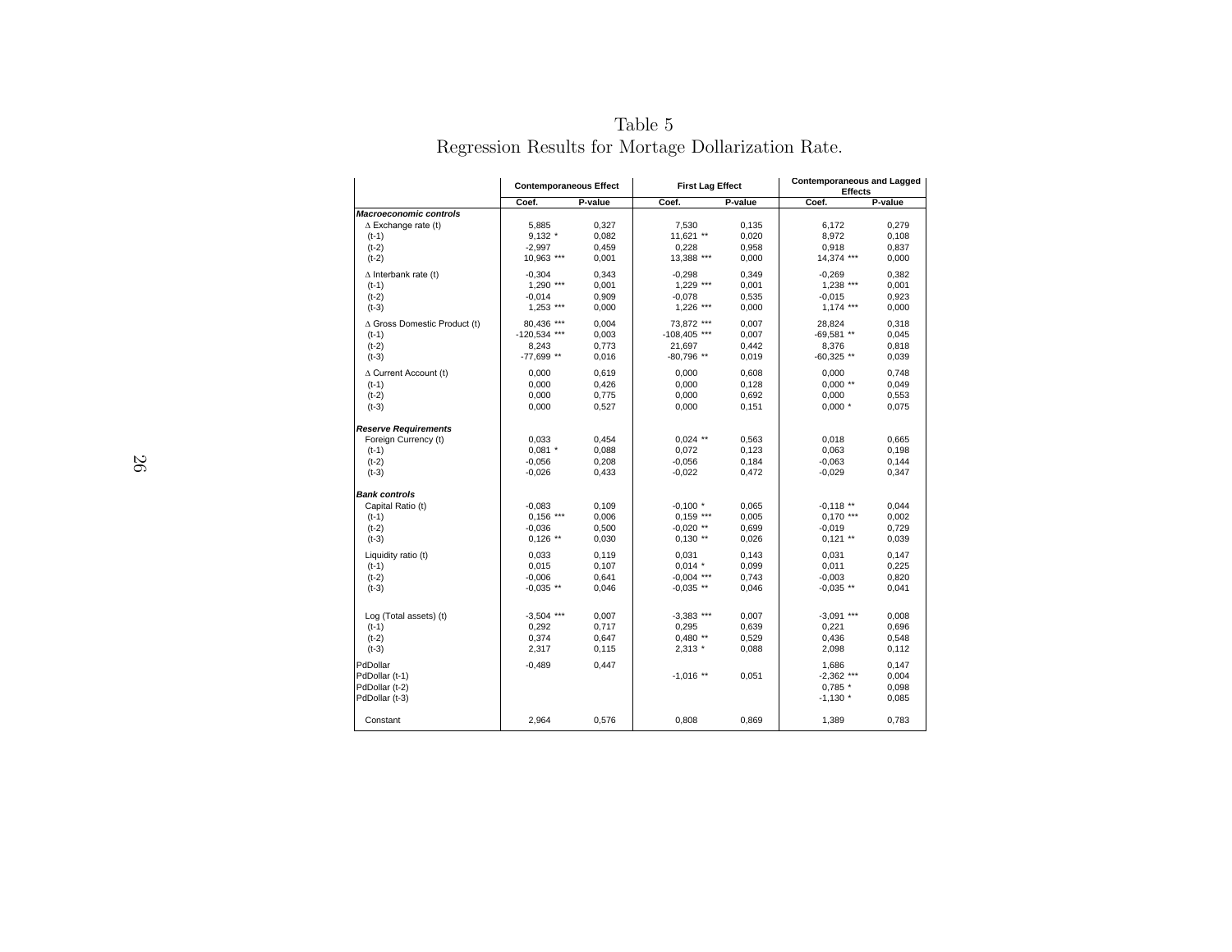Table 5
Regression Results for Mortage Dollarization Rate.

| | Contemporaneous Effect | | First Lag Effect | | Contemporaneous and Lagged Effects | |
|---|---|---|---|---|---|---|
| | Coef. | P-value | Coef. | P-value | Coef. | P-value |
| ***Macroeconomic controls*** | | | | | | |
| Δ Exchange rate (t) | 5,885 | 0,327 | 7,530 | 0,135 | 6,172 | 0,279 |
| (t-1) | 9,132 * | 0,082 | 11,621 ** | 0,020 | 8,972 | 0,108 |
| (t-2) | -2,997 | 0,459 | 0,228 | 0,958 | 0,918 | 0,837 |
| (t-2) | 10,963 *** | 0,001 | 13,388 *** | 0,000 | 14,374 *** | 0,000 |
| Δ Interbank rate (t) | -0,304 | 0,343 | -0,298 | 0,349 | -0,269 | 0,382 |
| (t-1) | 1,290 *** | 0,001 | 1,229 *** | 0,001 | 1,238 *** | 0,001 |
| (t-2) | -0,014 | 0,909 | -0,078 | 0,535 | -0,015 | 0,923 |
| (t-3) | 1,253 *** | 0,000 | 1,226 *** | 0,000 | 1,174 *** | 0,000 |
| Δ Gross Domestic Product (t) | 80,436 *** | 0,004 | 73,872 *** | 0,007 | 28,824 | 0,318 |
| (t-1) | -120,534 *** | 0,003 | -108,405 *** | 0,007 | -69,581 ** | 0,045 |
| (t-2) | 8,243 | 0,773 | 21,697 | 0,442 | 8,376 | 0,818 |
| (t-3) | -77,699 ** | 0,016 | -80,796 ** | 0,019 | -60,325 ** | 0,039 |
| Δ Current Account (t) | 0,000 | 0,619 | 0,000 | 0,608 | 0,000 | 0,748 |
| (t-1) | 0,000 | 0,426 | 0,000 | 0,128 | 0,000 ** | 0,049 |
| (t-2) | 0,000 | 0,775 | 0,000 | 0,692 | 0,000 | 0,553 |
| (t-3) | 0,000 | 0,527 | 0,000 | 0,151 | 0,000 * | 0,075 |
| ***Reserve Requirements*** | | | | | | |
| Foreign Currency (t) | 0,033 | 0,454 | 0,024 ** | 0,563 | 0,018 | 0,665 |
| (t-1) | 0,081 * | 0,088 | 0,072 | 0,123 | 0,063 | 0,198 |
| (t-2) | -0,056 | 0,208 | -0,056 | 0,184 | -0,063 | 0,144 |
| (t-3) | -0,026 | 0,433 | -0,022 | 0,472 | -0,029 | 0,347 |
| ***Bank controls*** | | | | | | |
| Capital Ratio (t) | -0,083 | 0,109 | -0,100 * | 0,065 | -0,118 ** | 0,044 |
| (t-1) | 0,156 *** | 0,006 | 0,159 *** | 0,005 | 0,170 *** | 0,002 |
| (t-2) | -0,036 | 0,500 | -0,020 ** | 0,699 | -0,019 | 0,729 |
| (t-3) | 0,126 ** | 0,030 | 0,130 ** | 0,026 | 0,121 ** | 0,039 |
| Liquidity ratio (t) | 0,033 | 0,119 | 0,031 | 0,143 | 0,031 | 0,147 |
| (t-1) | 0,015 | 0,107 | 0,014 * | 0,099 | 0,011 | 0,225 |
| (t-2) | -0,006 | 0,641 | -0,004 *** | 0,743 | -0,003 | 0,820 |
| (t-3) | -0,035 ** | 0,046 | -0,035 ** | 0,046 | -0,035 ** | 0,041 |
| Log (Total assets) (t) | -3,504 *** | 0,007 | -3,383 *** | 0,007 | -3,091 *** | 0,008 |
| (t-1) | 0,292 | 0,717 | 0,295 | 0,639 | 0,221 | 0,696 |
| (t-2) | 0,374 | 0,647 | 0,480 ** | 0,529 | 0,436 | 0,548 |
| (t-3) | 2,317 | 0,115 | 2,313 * | 0,088 | 2,098 | 0,112 |
| PdDollar | -0,489 | 0,447 | | | 1,686 | 0,147 |
| PdDollar (t-1) | | | -1,016 ** | 0,051 | -2,362 *** | 0,004 |
| PdDollar (t-2) | | | | | 0,785 * | 0,098 |
| PdDollar (t-3) | | | | | -1,130 * | 0,085 |
| Constant | 2,964 | 0,576 | 0,808 | 0,869 | 1,389 | 0,783 |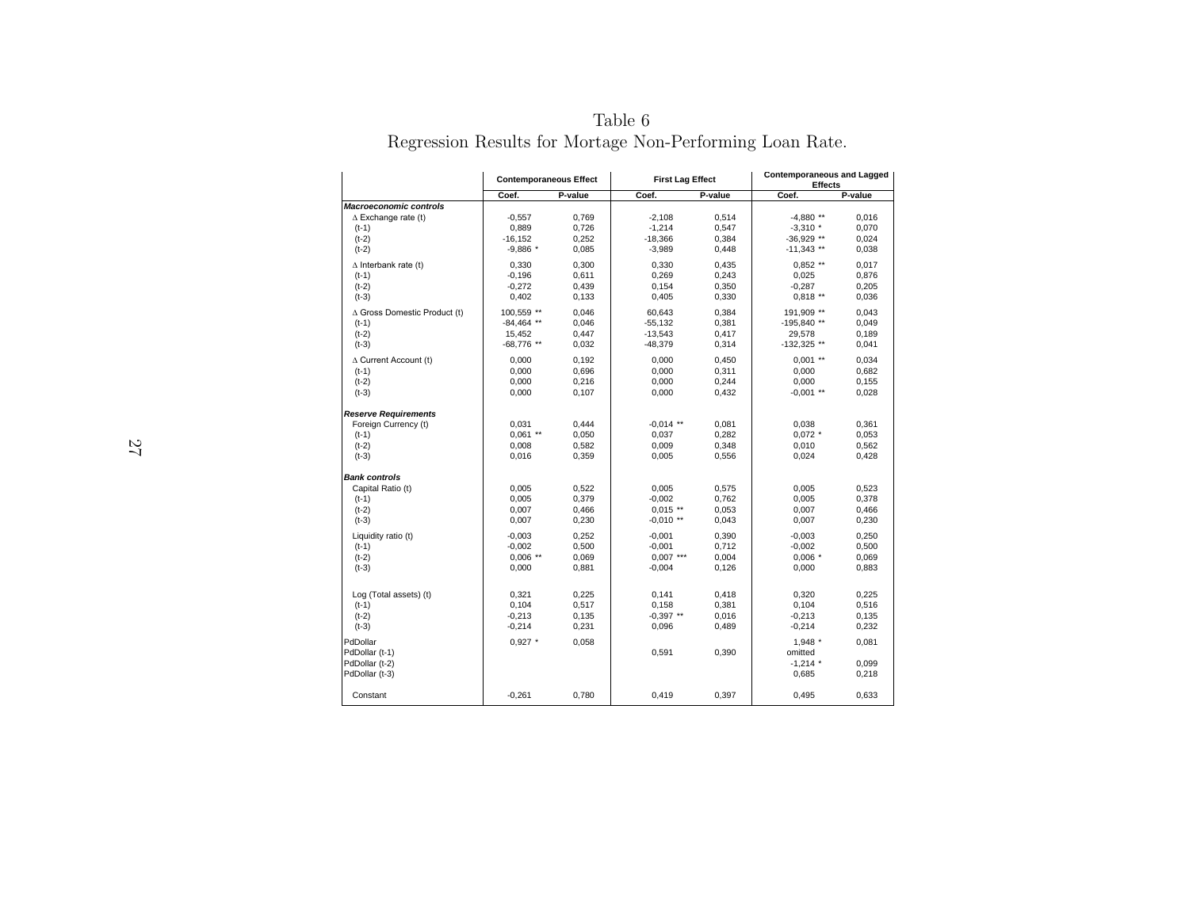Table 6
Regression Results for Mortage Non-Performing Loan Rate.

| | Contemporaneous Effect | | First Lag Effect | | Contemporaneous and Lagged Effects | |
|---|---|---|---|---|---|---|
| | Coef. | P-value | Coef. | P-value | Coef. | P-value |
| ***Macroeconomic controls*** | | | | | | |
| ∆ Exchange rate (t) | -0,557 | 0,769 | -2,108 | 0,514 | -4,880 ** | 0,016 |
| (t-1) | 0,889 | 0,726 | -1,214 | 0,547 | -3,310 * | 0,070 |
| (t-2) | -16,152 | 0,252 | -18,366 | 0,384 | -36,929 ** | 0,024 |
| (t-2) | -9,886 * | 0,085 | -3,989 | 0,448 | -11,343 ** | 0,038 |
| ∆ Interbank rate (t) | 0,330 | 0,300 | 0,330 | 0,435 | 0,852 ** | 0,017 |
| (t-1) | -0,196 | 0,611 | 0,269 | 0,243 | 0,025 | 0,876 |
| (t-2) | -0,272 | 0,439 | 0,154 | 0,350 | -0,287 | 0,205 |
| (t-3) | 0,402 | 0,133 | 0,405 | 0,330 | 0,818 ** | 0,036 |
| ∆ Gross Domestic Product (t) | 100,559 ** | 0,046 | 60,643 | 0,384 | 191,909 ** | 0,043 |
| (t-1) | -84,464 ** | 0,046 | -55,132 | 0,381 | -195,840 ** | 0,049 |
| (t-2) | 15,452 | 0,447 | -13,543 | 0,417 | 29,578 | 0,189 |
| (t-3) | -68,776 ** | 0,032 | -48,379 | 0,314 | -132,325 ** | 0,041 |
| ∆ Current Account (t) | 0,000 | 0,192 | 0,000 | 0,450 | 0,001 ** | 0,034 |
| (t-1) | 0,000 | 0,696 | 0,000 | 0,311 | 0,000 | 0,682 |
| (t-2) | 0,000 | 0,216 | 0,000 | 0,244 | 0,000 | 0,155 |
| (t-3) | 0,000 | 0,107 | 0,000 | 0,432 | -0,001 ** | 0,028 |
| ***Reserve Requirements*** | | | | | | |
| Foreign Currency (t) | 0,031 | 0,444 | -0,014 ** | 0,081 | 0,038 | 0,361 |
| (t-1) | 0,061 ** | 0,050 | 0,037 | 0,282 | 0,072 * | 0,053 |
| (t-2) | 0,008 | 0,582 | 0,009 | 0,348 | 0,010 | 0,562 |
| (t-3) | 0,016 | 0,359 | 0,005 | 0,556 | 0,024 | 0,428 |
| ***Bank controls*** | | | | | | |
| Capital Ratio (t) | 0,005 | 0,522 | 0,005 | 0,575 | 0,005 | 0,523 |
| (t-1) | 0,005 | 0,379 | -0,002 | 0,762 | 0,005 | 0,378 |
| (t-2) | 0,007 | 0,466 | 0,015 ** | 0,053 | 0,007 | 0,466 |
| (t-3) | 0,007 | 0,230 | -0,010 ** | 0,043 | 0,007 | 0,230 |
| Liquidity ratio (t) | -0,003 | 0,252 | -0,001 | 0,390 | -0,003 | 0,250 |
| (t-1) | -0,002 | 0,500 | -0,001 | 0,712 | -0,002 | 0,500 |
| (t-2) | 0,006 ** | 0,069 | 0,007 *** | 0,004 | 0,006 * | 0,069 |
| (t-3) | 0,000 | 0,881 | -0,004 | 0,126 | 0,000 | 0,883 |
| Log (Total assets) (t) | 0,321 | 0,225 | 0,141 | 0,418 | 0,320 | 0,225 |
| (t-1) | 0,104 | 0,517 | 0,158 | 0,381 | 0,104 | 0,516 |
| (t-2) | -0,213 | 0,135 | -0,397 ** | 0,016 | -0,213 | 0,135 |
| (t-3) | -0,214 | 0,231 | 0,096 | 0,489 | -0,214 | 0,232 |
| PdDollar | 0,927 * | 0,058 | | | 1,948 * | 0,081 |
| PdDollar (t-1) | | | 0,591 | 0,390 | omitted | |
| PdDollar (t-2) | | | | | -1,214 * | 0,099 |
| PdDollar (t-3) | | | | | 0,685 | 0,218 |
| Constant | -0,261 | 0,780 | 0,419 | 0,397 | 0,495 | 0,633 |